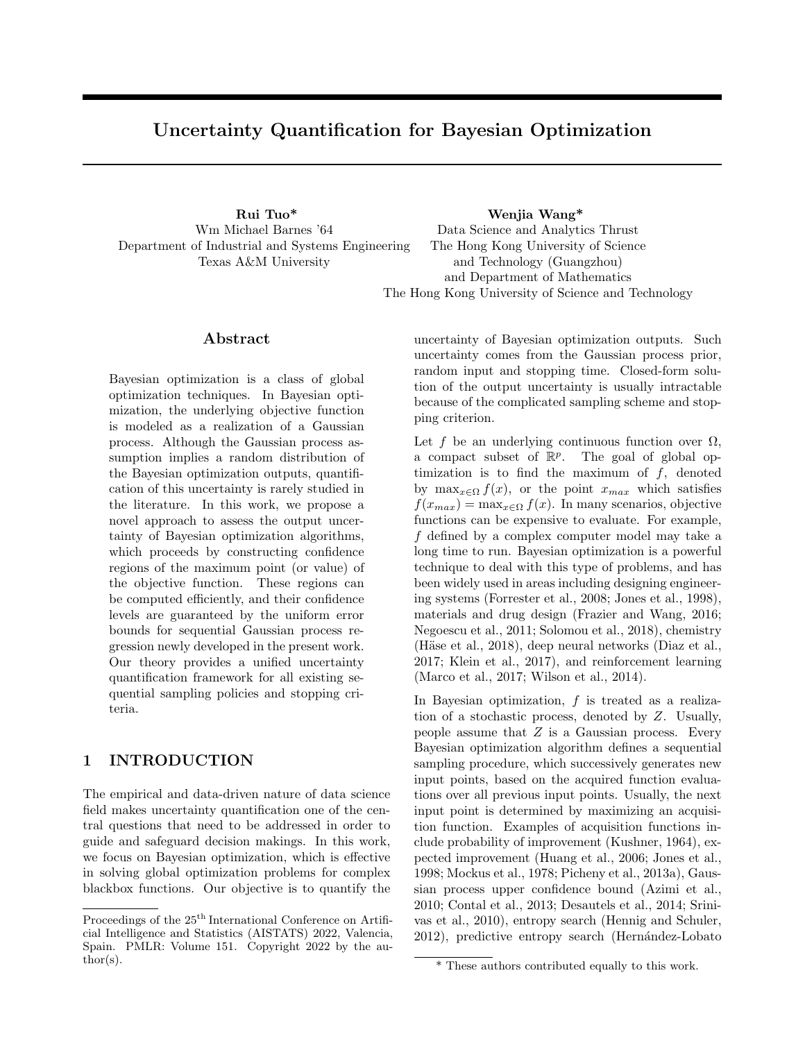# Uncertainty Quantification for Bayesian Optimization

**Rui Tuo***
Wm Michael Barnes '64
Department of Industrial and Systems Engineering
Texas A&M University

**Wenjia Wang***
Data Science and Analytics Thrust
The Hong Kong University of Science and Technology (Guangzhou)
and Department of Mathematics
The Hong Kong University of Science and Technology

## Abstract

Bayesian optimization is a class of global optimization techniques. In Bayesian optimization, the underlying objective function is modeled as a realization of a Gaussian process. Although the Gaussian process assumption implies a random distribution of the Bayesian optimization outputs, quantification of this uncertainty is rarely studied in the literature. In this work, we propose a novel approach to assess the output uncertainty of Bayesian optimization algorithms, which proceeds by constructing confidence regions of the maximum point (or value) of the objective function. These regions can be computed efficiently, and their confidence levels are guaranteed by the uniform error bounds for sequential Gaussian process regression newly developed in the present work. Our theory provides a unified uncertainty quantification framework for all existing sequential sampling policies and stopping criteria.

## 1 INTRODUCTION

The empirical and data-driven nature of data science field makes uncertainty quantification one of the central questions that need to be addressed in order to guide and safeguard decision makings. In this work, we focus on Bayesian optimization, which is effective in solving global optimization problems for complex blackbox functions. Our objective is to quantify the uncertainty of Bayesian optimization outputs. Such uncertainty comes from the Gaussian process prior, random input and stopping time. Closed-form solution of the output uncertainty is usually intractable because of the complicated sampling scheme and stopping criterion.

Let $f$ be an underlying continuous function over $\Omega$, a compact subset of $\mathbb{R}^p$. The goal of global optimization is to find the maximum of $f$, denoted by $\max_{x\in\Omega} f(x)$, or the point $x_{max}$ which satisfies $f(x_{max}) = \max_{x\in\Omega} f(x)$. In many scenarios, objective functions can be expensive to evaluate. For example, $f$ defined by a complex computer model may take a long time to run. Bayesian optimization is a powerful technique to deal with this type of problems, and has been widely used in areas including designing engineering systems (Forrester et al., 2008; Jones et al., 1998), materials and drug design (Frazier and Wang, 2016; Negoescu et al., 2011; Solomou et al., 2018), chemistry (Häse et al., 2018), deep neural networks (Diaz et al., 2017; Klein et al., 2017), and reinforcement learning (Marco et al., 2017; Wilson et al., 2014).

In Bayesian optimization, $f$ is treated as a realization of a stochastic process, denoted by $Z$. Usually, people assume that $Z$ is a Gaussian process. Every Bayesian optimization algorithm defines a sequential sampling procedure, which successively generates new input points, based on the acquired function evaluations over all previous input points. Usually, the next input point is determined by maximizing an acquisition function. Examples of acquisition functions include probability of improvement (Kushner, 1964), expected improvement (Huang et al., 2006; Jones et al., 1998; Mockus et al., 1978; Picheny et al., 2013a), Gaussian process upper confidence bound (Azimi et al., 2010; Contal et al., 2013; Desautels et al., 2014; Srinivas et al., 2010), entropy search (Hennig and Schuler, 2012), predictive entropy search (Hernández-Lobato

Proceedings of the 25[th] International Conference on Artificial Intelligence and Statistics (AISTATS) 2022, Valencia, Spain. PMLR: Volume 151. Copyright 2022 by the author(s).

* These authors contributed equally to this work.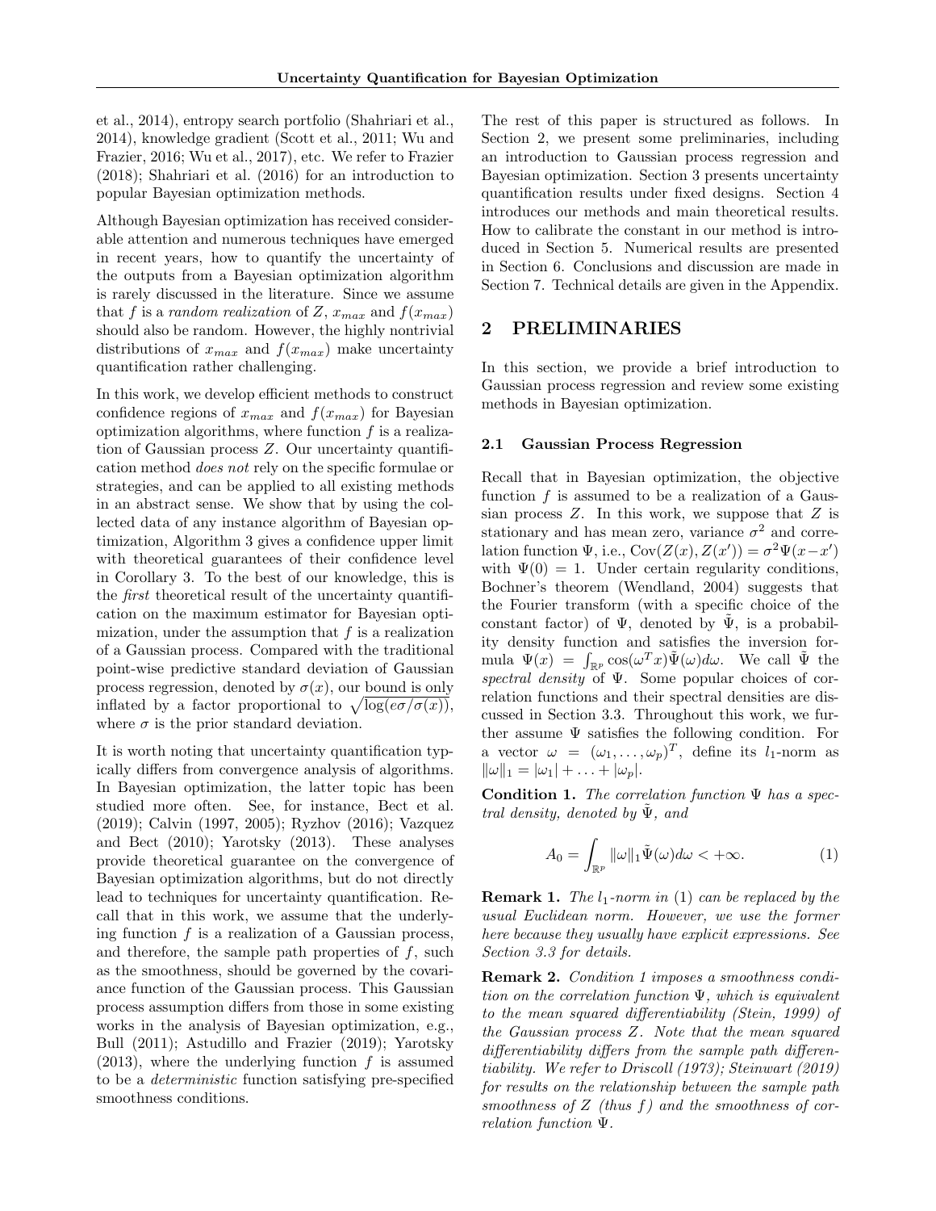et al., 2014), entropy search portfolio (Shahriari et al., 2014), knowledge gradient (Scott et al., 2011; Wu and Frazier, 2016; Wu et al., 2017), etc. We refer to Frazier (2018); Shahriari et al. (2016) for an introduction to popular Bayesian optimization methods.

Although Bayesian optimization has received considerable attention and numerous techniques have emerged in recent years, how to quantify the uncertainty of the outputs from a Bayesian optimization algorithm is rarely discussed in the literature. Since we assume that $f$ is a *random realization* of $Z$, $x_{max}$ and $f(x_{max})$ should also be random. However, the highly nontrivial distributions of $x_{max}$ and $f(x_{max})$ make uncertainty quantification rather challenging.

In this work, we develop efficient methods to construct confidence regions of $x_{max}$ and $f(x_{max})$ for Bayesian optimization algorithms, where function $f$ is a realization of Gaussian process $Z$. Our uncertainty quantification method *does not* rely on the specific formulae or strategies, and can be applied to all existing methods in an abstract sense. We show that by using the collected data of any instance algorithm of Bayesian optimization, Algorithm 3 gives a confidence upper limit with theoretical guarantees of their confidence level in Corollary 3. To the best of our knowledge, this is the *first* theoretical result of the uncertainty quantification on the maximum estimator for Bayesian optimization, under the assumption that $f$ is a realization of a Gaussian process. Compared with the traditional point-wise predictive standard deviation of Gaussian process regression, denoted by $\sigma(x)$, our bound is only inflated by a factor proportional to $\sqrt{\log(e\sigma/\sigma(x))}$, where $\sigma$ is the prior standard deviation.

It is worth noting that uncertainty quantification typically differs from convergence analysis of algorithms. In Bayesian optimization, the latter topic has been studied more often. See, for instance, Bect et al. (2019); Calvin (1997, 2005); Ryzhov (2016); Vazquez and Bect (2010); Yarotsky (2013). These analyses provide theoretical guarantee on the convergence of Bayesian optimization algorithms, but do not directly lead to techniques for uncertainty quantification. Recall that in this work, we assume that the underlying function $f$ is a realization of a Gaussian process, and therefore, the sample path properties of $f$, such as the smoothness, should be governed by the covariance function of the Gaussian process. This Gaussian process assumption differs from those in some existing works in the analysis of Bayesian optimization, e.g., Bull (2011); Astudillo and Frazier (2019); Yarotsky (2013), where the underlying function $f$ is assumed to be a *deterministic* function satisfying pre-specified smoothness conditions.

The rest of this paper is structured as follows. In Section 2, we present some preliminaries, including an introduction to Gaussian process regression and Bayesian optimization. Section 3 presents uncertainty quantification results under fixed designs. Section 4 introduces our methods and main theoretical results. How to calibrate the constant in our method is introduced in Section 5. Numerical results are presented in Section 6. Conclusions and discussion are made in Section 7. Technical details are given in the Appendix.

## 2 PRELIMINARIES

In this section, we provide a brief introduction to Gaussian process regression and review some existing methods in Bayesian optimization.

### 2.1 Gaussian Process Regression

Recall that in Bayesian optimization, the objective function $f$ is assumed to be a realization of a Gaussian process $Z$. In this work, we suppose that $Z$ is stationary and has mean zero, variance $\sigma^2$ and correlation function $\Psi$, i.e., $\mathrm{Cov}(Z(x), Z(x')) = \sigma^2\Psi(x-x')$ with $\Psi(0) = 1$. Under certain regularity conditions, Bochner's theorem (Wendland, 2004) suggests that the Fourier transform (with a specific choice of the constant factor) of $\Psi$, denoted by $\tilde{\Psi}$, is a probability density function and satisfies the inversion formula $\Psi(x) = \int_{\mathbb{R}^p} \cos(\omega^T x)\tilde{\Psi}(\omega)d\omega$. We call $\tilde{\Psi}$ the *spectral density* of $\Psi$. Some popular choices of correlation functions and their spectral densities are discussed in Section 3.3. Throughout this work, we further assume $\Psi$ satisfies the following condition. For a vector $\omega = (\omega_1, \ldots, \omega_p)^T$, define its $l_1$-norm as $\|\omega\|_1 = |\omega_1| + \ldots + |\omega_p|$.

**Condition 1.** *The correlation function $\Psi$ has a spectral density, denoted by $\tilde{\Psi}$, and*

$$A_0 = \int_{\mathbb{R}^p} \|\omega\|_1 \tilde{\Psi}(\omega)d\omega < +\infty. \tag{1}$$

**Remark 1.** *The $l_1$-norm in* (1) *can be replaced by the usual Euclidean norm. However, we use the former here because they usually have explicit expressions. See Section 3.3 for details.*

**Remark 2.** *Condition 1 imposes a smoothness condition on the correlation function $\Psi$, which is equivalent to the mean squared differentiability (Stein, 1999) of the Gaussian process $Z$. Note that the mean squared differentiability differs from the sample path differentiability. We refer to Driscoll (1973); Steinwart (2019) for results on the relationship between the sample path smoothness of $Z$ (thus $f$) and the smoothness of correlation function $\Psi$.*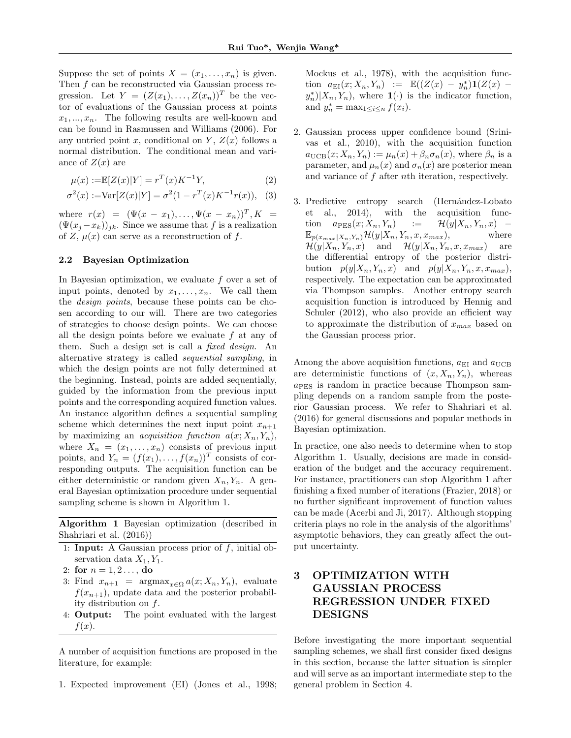Suppose the set of points $X = (x_1, \ldots, x_n)$ is given. Then $f$ can be reconstructed via Gaussian process regression. Let $Y = (Z(x_1), \ldots, Z(x_n))^T$ be the vector of evaluations of the Gaussian process at points $x_1, ..., x_n$. The following results are well-known and can be found in Rasmussen and Williams (2006). For any untried point $x$, conditional on $Y$, $Z(x)$ follows a normal distribution. The conditional mean and variance of $Z(x)$ are

$$\mu(x) := \mathbb{E}[Z(x)|Y] = r^T(x)K^{-1}Y, \tag{2}$$

$$\sigma^2(x) := \mathrm{Var}[Z(x)|Y] = \sigma^2(1 - r^T(x)K^{-1}r(x)), \tag{3}$$

where $r(x) = (\Psi(x - x_1), \ldots, \Psi(x - x_n))^T, K = (\Psi(x_j - x_k))_{jk}$. Since we assume that $f$ is a realization of $Z$, $\mu(x)$ can serve as a reconstruction of $f$.

### 2.2 Bayesian Optimization

In Bayesian optimization, we evaluate $f$ over a set of input points, denoted by $x_1, \ldots, x_n$. We call them the *design points*, because these points can be chosen according to our will. There are two categories of strategies to choose design points. We can choose all the design points before we evaluate $f$ at any of them. Such a design set is call a *fixed design*. An alternative strategy is called *sequential sampling*, in which the design points are not fully determined at the beginning. Instead, points are added sequentially, guided by the information from the previous input points and the corresponding acquired function values. An instance algorithm defines a sequential sampling scheme which determines the next input point $x_{n+1}$ by maximizing an *acquisition function* $a(x; X_n, Y_n)$, where $X_n = (x_1, \ldots, x_n)$ consists of previous input points, and $Y_n = (f(x_1), \ldots, f(x_n))^T$ consists of corresponding outputs. The acquisition function can be either deterministic or random given $X_n, Y_n$. A general Bayesian optimization procedure under sequential sampling scheme is shown in Algorithm 1.

**Algorithm 1** Bayesian optimization (described in Shahriari et al. (2016))

1: **Input:** A Gaussian process prior of $f$, initial observation data $X_1, Y_1$.
2: **for** $n = 1, 2 \ldots,$ **do**
3: Find $x_{n+1} = \mathrm{argmax}_{x \in \Omega}\, a(x; X_n, Y_n)$, evaluate $f(x_{n+1})$, update data and the posterior probability distribution on $f$.
4: **Output:** The point evaluated with the largest $f(x)$.

A number of acquisition functions are proposed in the literature, for example:

1. Expected improvement (EI) (Jones et al., 1998; Mockus et al., 1978), with the acquisition function $a_{\mathrm{EI}}(x; X_n, Y_n) := \mathbb{E}((Z(x) - y_n^*)\mathbf{1}(Z(x) - y_n^*)|X_n, Y_n)$, where $\mathbf{1}(\cdot)$ is the indicator function, and $y_n^* = \max_{1 \le i \le n} f(x_i)$.
2. Gaussian process upper confidence bound (Srinivas et al., 2010), with the acquisition function $a_{\mathrm{UCB}}(x; X_n, Y_n) := \mu_n(x) + \beta_n \sigma_n(x)$, where $\beta_n$ is a parameter, and $\mu_n(x)$ and $\sigma_n(x)$ are posterior mean and variance of $f$ after $n$th iteration, respectively.
3. Predictive entropy search (Hernández-Lobato et al., 2014), with the acquisition function $a_{\mathrm{PES}}(x; X_n, Y_n) := \mathcal{H}(y|X_n, Y_n, x) - \mathbb{E}_{p(x_{max}|X_n,Y_n)}\mathcal{H}(y|X_n, Y_n, x, x_{max})$, where $\mathcal{H}(y|X_n, Y_n, x)$ and $\mathcal{H}(y|X_n, Y_n, x, x_{max})$ are the differential entropy of the posterior distribution $p(y|X_n, Y_n, x)$ and $p(y|X_n, Y_n, x, x_{max})$, respectively. The expectation can be approximated via Thompson samples. Another entropy search acquisition function is introduced by Hennig and Schuler (2012), who also provide an efficient way to approximate the distribution of $x_{max}$ based on the Gaussian process prior.

Among the above acquisition functions, $a_{\mathrm{EI}}$ and $a_{\mathrm{UCB}}$ are deterministic functions of $(x, X_n, Y_n)$, whereas $a_{\mathrm{PES}}$ is random in practice because Thompson sampling depends on a random sample from the posterior Gaussian process. We refer to Shahriari et al. (2016) for general discussions and popular methods in Bayesian optimization.

In practice, one also needs to determine when to stop Algorithm 1. Usually, decisions are made in consideration of the budget and the accuracy requirement. For instance, practitioners can stop Algorithm 1 after finishing a fixed number of iterations (Frazier, 2018) or no further significant improvement of function values can be made (Acerbi and Ji, 2017). Although stopping criteria plays no role in the analysis of the algorithms' asymptotic behaviors, they can greatly affect the output uncertainty.

## 3 OPTIMIZATION WITH GAUSSIAN PROCESS REGRESSION UNDER FIXED DESIGNS

Before investigating the more important sequential sampling schemes, we shall first consider fixed designs in this section, because the latter situation is simpler and will serve as an important intermediate step to the general problem in Section 4.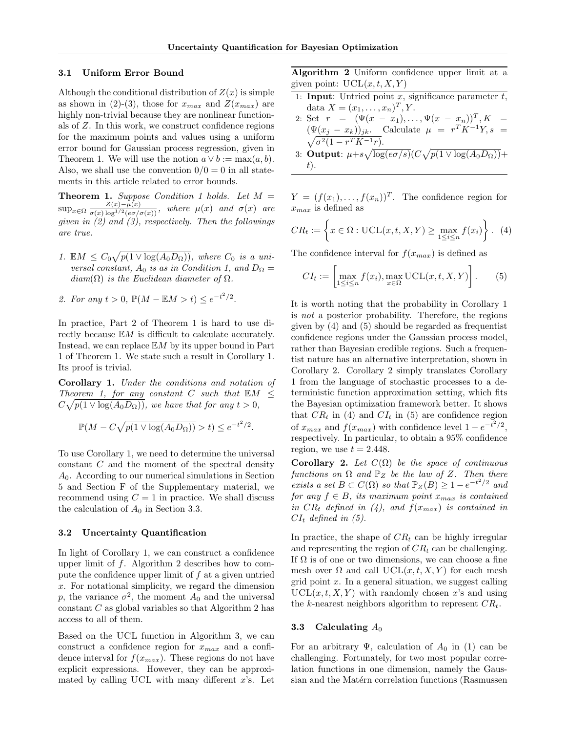### 3.1 Uniform Error Bound

Although the conditional distribution of $Z(x)$ is simple as shown in (2)-(3), those for $x_{max}$ and $Z(x_{max})$ are highly non-trivial because they are nonlinear functionals of $Z$. In this work, we construct confidence regions for the maximum points and values using a uniform error bound for Gaussian process regression, given in Theorem 1. We will use the notion $a \vee b := \max(a, b)$. Also, we shall use the convention $0/0 = 0$ in all statements in this article related to error bounds.

**Theorem 1.** *Suppose Condition 1 holds. Let* $M = \sup_{x\in\Omega} \frac{Z(x)-\mu(x)}{\sigma(x)\log^{1/2}(e\sigma/\sigma(x))}$*, where* $\mu(x)$ *and* $\sigma(x)$ *are given in (2) and (3), respectively. Then the followings are true.*

1. $\mathbb{E}M \leq C_0\sqrt{p(1 \vee \log(A_0 D_\Omega))}$*, where* $C_0$ *is a universal constant,* $A_0$ *is as in Condition 1, and* $D_\Omega = diam(\Omega)$ *is the Euclidean diameter of* $\Omega$*.*
2. *For any* $t > 0$*,* $\mathbb{P}(M - \mathbb{E}M > t) \leq e^{-t^2/2}$*.*

In practice, Part 2 of Theorem 1 is hard to use directly because $\mathbb{E}M$ is difficult to calculate accurately. Instead, we can replace $\mathbb{E}M$ by its upper bound in Part 1 of Theorem 1. We state such a result in Corollary 1. Its proof is trivial.

**Corollary 1.** *Under the conditions and notation of Theorem 1, for any constant* $C$ *such that* $\mathbb{E}M \leq C\sqrt{p(1 \vee \log(A_0 D_\Omega))}$*, we have that for any* $t > 0$*,*

$$\mathbb{P}(M - C\sqrt{p(1 \vee \log(A_0 D_\Omega))} > t) \leq e^{-t^2/2}.$$

To use Corollary 1, we need to determine the universal constant $C$ and the moment of the spectral density $A_0$. According to our numerical simulations in Section 5 and Section F of the Supplementary material, we recommend using $C = 1$ in practice. We shall discuss the calculation of $A_0$ in Section 3.3.

### 3.2 Uncertainty Quantification

In light of Corollary 1, we can construct a confidence upper limit of $f$. Algorithm 2 describes how to compute the confidence upper limit of $f$ at a given untried $x$. For notational simplicity, we regard the dimension $p$, the variance $\sigma^2$, the moment $A_0$ and the universal constant $C$ as global variables so that Algorithm 2 has access to all of them.

**Algorithm 2** Uniform confidence upper limit at a given point: $\mathrm{UCL}(x, t, X, Y)$

1: **Input**: Untried point $x$, significance parameter $t$, data $X = (x_1, \ldots, x_n)^T, Y$.
2: Set $r = (\Psi(x - x_1), \ldots, \Psi(x - x_n))^T, K = (\Psi(x_j - x_k))_{jk}$. Calculate $\mu = r^T K^{-1} Y, s = \sqrt{\sigma^2(1 - r^T K^{-1} r)}$.
3: **Output**: $\mu + s\sqrt{\log(e\sigma/s)}(C\sqrt{p(1 \vee \log(A_0 D_\Omega))} + t)$.

Based on the UCL function in Algorithm 3, we can construct a confidence region for $x_{max}$ and a confidence interval for $f(x_{max})$. These regions do not have explicit expressions. However, they can be approximated by calling UCL with many different $x$'s. Let $Y = (f(x_1), \ldots, f(x_n))^T$. The confidence region for $x_{max}$ is defined as

$$CR_t := \left\{ x \in \Omega : \mathrm{UCL}(x, t, X, Y) \geq \max_{1\leq i\leq n} f(x_i) \right\}. \quad (4)$$

The confidence interval for $f(x_{max})$ is defined as

$$CI_t := \left[ \max_{1\leq i\leq n} f(x_i), \max_{x\in\Omega} \mathrm{UCL}(x, t, X, Y) \right]. \quad (5)$$

It is worth noting that the probability in Corollary 1 is *not* a posterior probability. Therefore, the regions given by (4) and (5) should be regarded as frequentist confidence regions under the Gaussian process model, rather than Bayesian credible regions. Such a frequentist nature has an alternative interpretation, shown in Corollary 2. Corollary 2 simply translates Corollary 1 from the language of stochastic processes to a deterministic function approximation setting, which fits the Bayesian optimization framework better. It shows that $CR_t$ in (4) and $CI_t$ in (5) are confidence region of $x_{max}$ and $f(x_{max})$ with confidence level $1 - e^{-t^2/2}$, respectively. In particular, to obtain a 95% confidence region, we use $t = 2.448$.

**Corollary 2.** *Let* $C(\Omega)$ *be the space of continuous functions on* $\Omega$ *and* $\mathbb{P}_Z$ *be the law of* $Z$*. Then there exists a set* $B \subset C(\Omega)$ *so that* $\mathbb{P}_Z(B) \geq 1 - e^{-t^2/2}$ *and for any* $f \in B$*, its maximum point* $x_{max}$ *is contained in* $CR_t$ *defined in (4), and* $f(x_{max})$ *is contained in* $CI_t$ *defined in (5).*

In practice, the shape of $CR_t$ can be highly irregular and representing the region of $CR_t$ can be challenging. If $\Omega$ is of one or two dimensions, we can choose a fine mesh over $\Omega$ and call $\mathrm{UCL}(x, t, X, Y)$ for each mesh grid point $x$. In a general situation, we suggest calling $\mathrm{UCL}(x, t, X, Y)$ with randomly chosen $x$'s and using the $k$-nearest neighbors algorithm to represent $CR_t$.

### 3.3 Calculating $A_0$

For an arbitrary $\Psi$, calculation of $A_0$ in (1) can be challenging. Fortunately, for two most popular correlation functions in one dimension, namely the Gaussian and the Matérn correlation functions (Rasmussen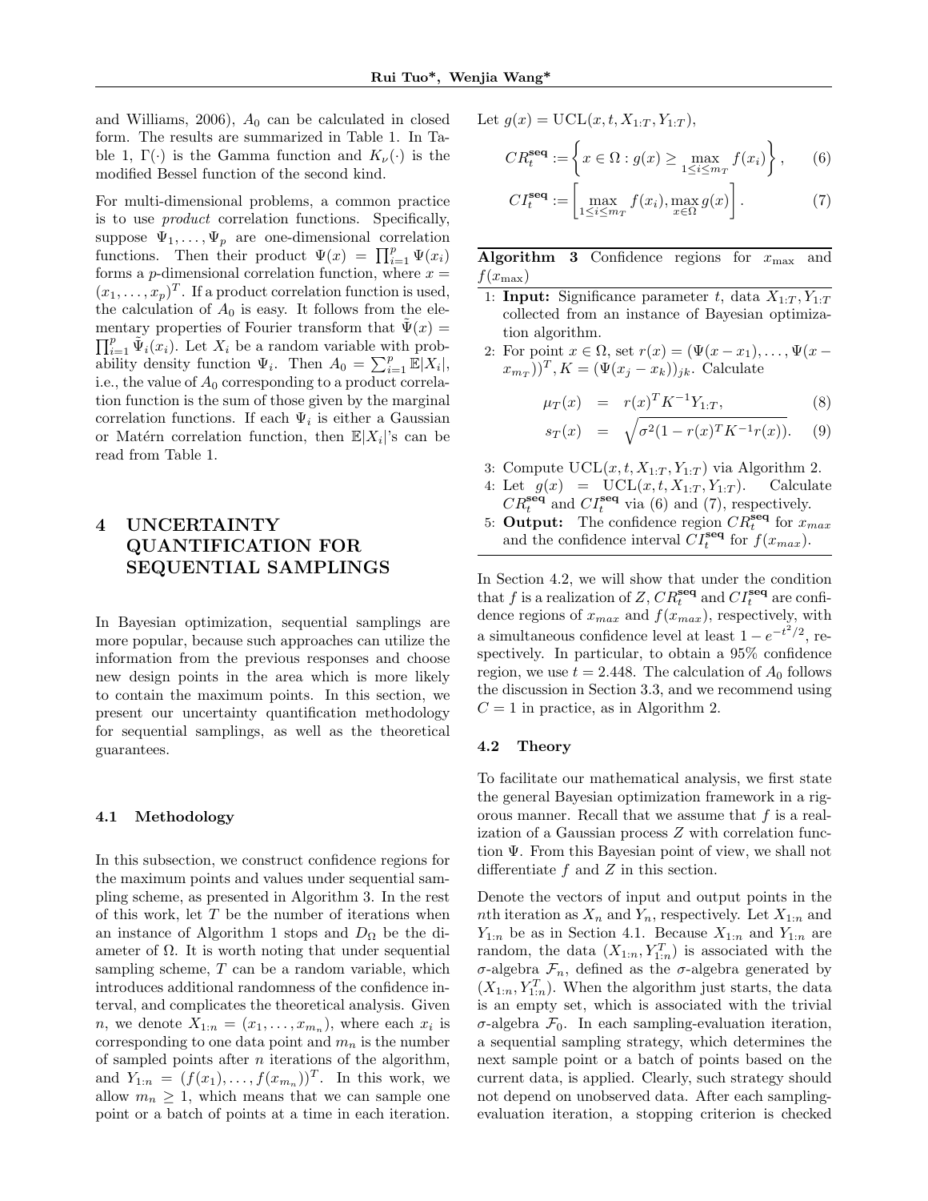and Williams, 2006), $A_0$ can be calculated in closed form. The results are summarized in Table 1. In Table 1, $\Gamma(\cdot)$ is the Gamma function and $K_\nu(\cdot)$ is the modified Bessel function of the second kind.

For multi-dimensional problems, a common practice is to use *product* correlation functions. Specifically, suppose $\Psi_1, \ldots, \Psi_p$ are one-dimensional correlation functions. Then their product $\Psi(x) = \prod_{i=1}^p \Psi(x_i)$ forms a $p$-dimensional correlation function, where $x = (x_1, \ldots, x_p)^T$. If a product correlation function is used, the calculation of $A_0$ is easy. It follows from the elementary properties of Fourier transform that $\tilde{\Psi}(x) = \prod_{i=1}^p \tilde{\Psi}_i(x_i)$. Let $X_i$ be a random variable with probability density function $\Psi_i$. Then $A_0 = \sum_{i=1}^p \mathbb{E}|X_i|$, i.e., the value of $A_0$ corresponding to a product correlation function is the sum of those given by the marginal correlation functions. If each $\Psi_i$ is either a Gaussian or Matérn correlation function, then $\mathbb{E}|X_i|$'s can be read from Table 1.

# 4 UNCERTAINTY QUANTIFICATION FOR SEQUENTIAL SAMPLINGS

In Bayesian optimization, sequential samplings are more popular, because such approaches can utilize the information from the previous responses and choose new design points in the area which is more likely to contain the maximum points. In this section, we present our uncertainty quantification methodology for sequential samplings, as well as the theoretical guarantees.

## 4.1 Methodology

In this subsection, we construct confidence regions for the maximum points and values under sequential sampling scheme, as presented in Algorithm 3. In the rest of this work, let $T$ be the number of iterations when an instance of Algorithm 1 stops and $D_\Omega$ be the diameter of $\Omega$. It is worth noting that under sequential sampling scheme, $T$ can be a random variable, which introduces additional randomness of the confidence interval, and complicates the theoretical analysis. Given $n$, we denote $X_{1:n} = (x_1, \ldots, x_{m_n})$, where each $x_i$ is corresponding to one data point and $m_n$ is the number of sampled points after $n$ iterations of the algorithm, and $Y_{1:n} = (f(x_1), \ldots, f(x_{m_n}))^T$. In this work, we allow $m_n \geq 1$, which means that we can sample one point or a batch of points at a time in each iteration.

Let $g(x) = \mathrm{UCL}(x, t, X_{1:T}, Y_{1:T})$,

$$CR_t^{\mathbf{seq}} := \left\{ x \in \Omega : g(x) \geq \max_{1 \leq i \leq m_T} f(x_i) \right\}, \quad (6)$$

$$CI_t^{\mathbf{seq}} := \left[ \max_{1 \leq i \leq m_T} f(x_i), \max_{x \in \Omega} g(x) \right]. \quad (7)$$

**Algorithm 3** Confidence regions for $x_{\max}$ and $f(x_{\max})$

1: **Input:** Significance parameter $t$, data $X_{1:T}, Y_{1:T}$ collected from an instance of Bayesian optimization algorithm.
2: For point $x \in \Omega$, set $r(x) = (\Psi(x - x_1), \ldots, \Psi(x - x_{m_T}))^T$, $K = (\Psi(x_j - x_k))_{jk}$. Calculate

$$\mu_T(x) = r(x)^T K^{-1} Y_{1:T}, \quad (8)$$

$$s_T(x) = \sqrt{\sigma^2 (1 - r(x)^T K^{-1} r(x))}. \quad (9)$$

3: Compute $\mathrm{UCL}(x, t, X_{1:T}, Y_{1:T})$ via Algorithm 2.
4: Let $g(x) = \mathrm{UCL}(x, t, X_{1:T}, Y_{1:T})$. Calculate $CR_t^{\mathbf{seq}}$ and $CI_t^{\mathbf{seq}}$ via (6) and (7), respectively.
5: **Output:** The confidence region $CR_t^{\mathbf{seq}}$ for $x_{max}$ and the confidence interval $CI_t^{\mathbf{seq}}$ for $f(x_{max})$.

In Section 4.2, we will show that under the condition that $f$ is a realization of $Z$, $CR_t^{\mathbf{seq}}$ and $CI_t^{\mathbf{seq}}$ are confidence regions of $x_{max}$ and $f(x_{max})$, respectively, with a simultaneous confidence level at least $1 - e^{-t^2/2}$, respectively. In particular, to obtain a 95% confidence region, we use $t = 2.448$. The calculation of $A_0$ follows the discussion in Section 3.3, and we recommend using $C = 1$ in practice, as in Algorithm 2.

## 4.2 Theory

To facilitate our mathematical analysis, we first state the general Bayesian optimization framework in a rigorous manner. Recall that we assume that $f$ is a realization of a Gaussian process $Z$ with correlation function $\Psi$. From this Bayesian point of view, we shall not differentiate $f$ and $Z$ in this section.

Denote the vectors of input and output points in the $n$th iteration as $X_n$ and $Y_n$, respectively. Let $X_{1:n}$ and $Y_{1:n}$ be as in Section 4.1. Because $X_{1:n}$ and $Y_{1:n}$ are random, the data $(X_{1:n}, Y_{1:n}^T)$ is associated with the $\sigma$-algebra $\mathcal{F}_n$, defined as the $\sigma$-algebra generated by $(X_{1:n}, Y_{1:n}^T)$. When the algorithm just starts, the data is an empty set, which is associated with the trivial $\sigma$-algebra $\mathcal{F}_0$. In each sampling-evaluation iteration, a sequential sampling strategy, which determines the next sample point or a batch of points based on the current data, is applied. Clearly, such strategy should not depend on unobserved data. After each sampling-evaluation iteration, a stopping criterion is checked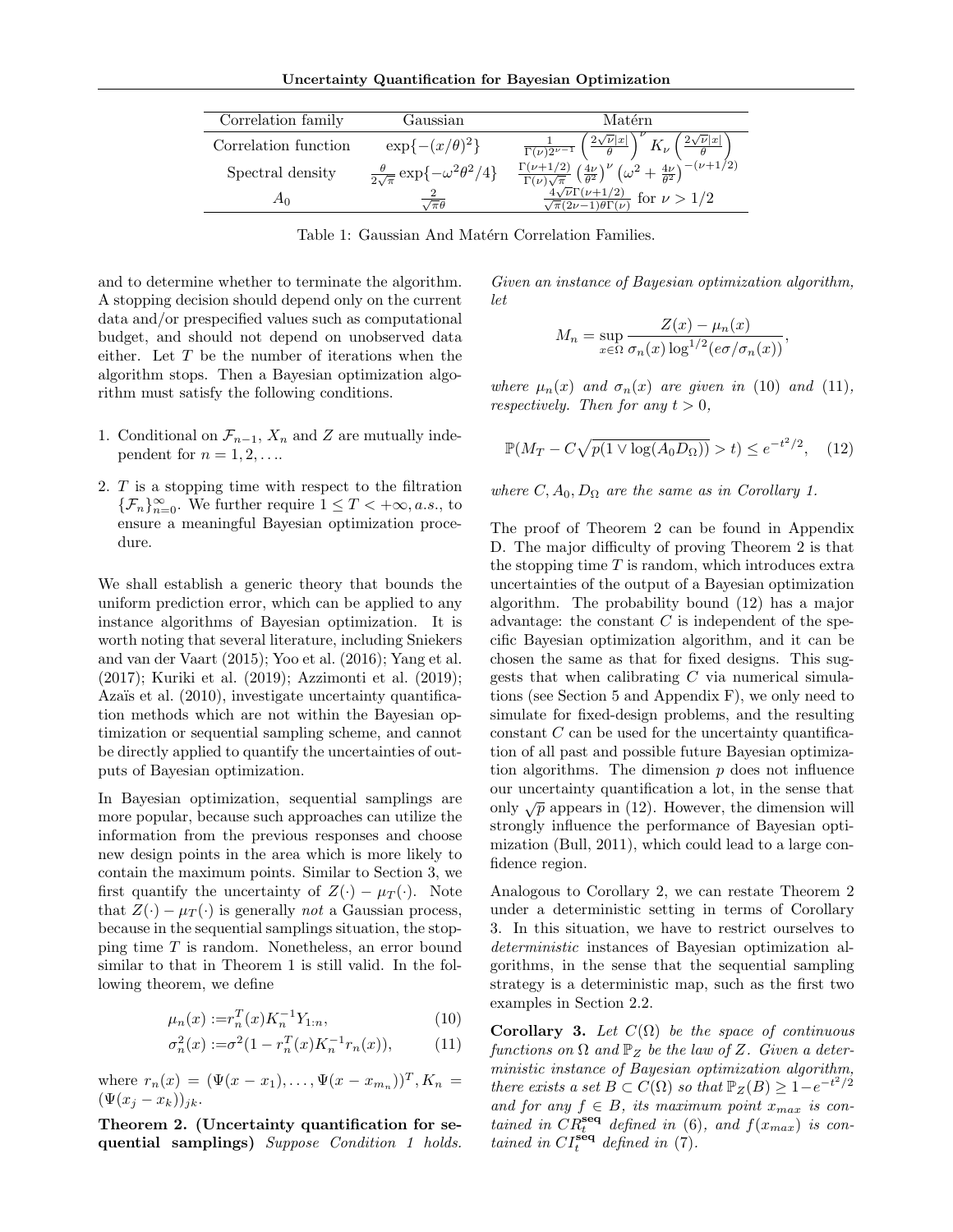| Correlation family | Gaussian | Matérn |
|---|---|---|
| Correlation function | $\exp\{-(x/\theta)^2\}$ | $\frac{1}{\Gamma(\nu)2^{\nu-1}}\left(\frac{2\sqrt{\nu}\lvert x\rvert}{\theta}\right)^{\nu} K_{\nu}\left(\frac{2\sqrt{\nu}\lvert x\rvert}{\theta}\right)$ |
| Spectral density | $\frac{\theta}{2\sqrt{\pi}}\exp\{-\omega^2\theta^2/4\}$ | $\frac{\Gamma(\nu+1/2)}{\Gamma(\nu)\sqrt{\pi}}\left(\frac{4\nu}{\theta^2}\right)^{\nu}\left(\omega^2+\frac{4\nu}{\theta^2}\right)^{-(\nu+1/2)}$ |
| $A_0$ | $\frac{2}{\sqrt{\pi}\theta}$ | $\frac{4\sqrt{\nu}\Gamma(\nu+1/2)}{\sqrt{\pi}(2\nu-1)\theta\Gamma(\nu)}$ for $\nu > 1/2$ |

Table 1: Gaussian And Matérn Correlation Families.

and to determine whether to terminate the algorithm. A stopping decision should depend only on the current data and/or prespecified values such as computational budget, and should not depend on unobserved data either. Let $T$ be the number of iterations when the algorithm stops. Then a Bayesian optimization algorithm must satisfy the following conditions.

1. Conditional on $\mathcal{F}_{n-1}$, $X_n$ and $Z$ are mutually independent for $n = 1, 2, \ldots$.
2. $T$ is a stopping time with respect to the filtration $\{\mathcal{F}_n\}_{n=0}^{\infty}$. We further require $1 \leq T < +\infty, a.s.$, to ensure a meaningful Bayesian optimization procedure.

We shall establish a generic theory that bounds the uniform prediction error, which can be applied to any instance algorithms of Bayesian optimization. It is worth noting that several literature, including Sniekers and van der Vaart (2015); Yoo et al. (2016); Yang et al. (2017); Kuriki et al. (2019); Azzimonti et al. (2019); Azaïs et al. (2010), investigate uncertainty quantification methods which are not within the Bayesian optimization or sequential sampling scheme, and cannot be directly applied to quantify the uncertainties of outputs of Bayesian optimization.

In Bayesian optimization, sequential samplings are more popular, because such approaches can utilize the information from the previous responses and choose new design points in the area which is more likely to contain the maximum points. Similar to Section 3, we first quantify the uncertainty of $Z(\cdot) - \mu_T(\cdot)$. Note that $Z(\cdot) - \mu_T(\cdot)$ is generally *not* a Gaussian process, because in the sequential samplings situation, the stopping time $T$ is random. Nonetheless, an error bound similar to that in Theorem 1 is still valid. In the following theorem, we define

$$\mu_n(x) := r_n^T(x) K_n^{-1} Y_{1:n}, \tag{10}$$

$$\sigma_n^2(x) := \sigma^2(1 - r_n^T(x) K_n^{-1} r_n(x)), \tag{11}$$

where $r_n(x) = (\Psi(x - x_1), \ldots, \Psi(x - x_{m_n}))^T, K_n = (\Psi(x_j - x_k))_{jk}$.

**Theorem 2. (Uncertainty quantification for sequential samplings)** *Suppose Condition 1 holds. Given an instance of Bayesian optimization algorithm, let*

$$M_n = \sup_{x \in \Omega} \frac{Z(x) - \mu_n(x)}{\sigma_n(x) \log^{1/2}(e\sigma/\sigma_n(x))},$$

*where $\mu_n(x)$ and $\sigma_n(x)$ are given in (10) and (11), respectively. Then for any $t > 0$,*

$$\mathbb{P}(M_T - C\sqrt{p(1 \vee \log(A_0 D_\Omega))} > t) \leq e^{-t^2/2}, \tag{12}$$

*where $C, A_0, D_\Omega$ are the same as in Corollary 1.*

The proof of Theorem 2 can be found in Appendix D. The major difficulty of proving Theorem 2 is that the stopping time $T$ is random, which introduces extra uncertainties of the output of a Bayesian optimization algorithm. The probability bound (12) has a major advantage: the constant $C$ is independent of the specific Bayesian optimization algorithm, and it can be chosen the same as that for fixed designs. This suggests that when calibrating $C$ via numerical simulations (see Section 5 and Appendix F), we only need to simulate for fixed-design problems, and the resulting constant $C$ can be used for the uncertainty quantification of all past and possible future Bayesian optimization algorithms. The dimension $p$ does not influence our uncertainty quantification a lot, in the sense that only $\sqrt{p}$ appears in (12). However, the dimension will strongly influence the performance of Bayesian optimization (Bull, 2011), which could lead to a large confidence region.

Analogous to Corollary 2, we can restate Theorem 2 under a deterministic setting in terms of Corollary 3. In this situation, we have to restrict ourselves to *deterministic* instances of Bayesian optimization algorithms, in the sense that the sequential sampling strategy is a deterministic map, such as the first two examples in Section 2.2.

**Corollary 3.** *Let $C(\Omega)$ be the space of continuous functions on $\Omega$ and $\mathbb{P}_Z$ be the law of $Z$. Given a deterministic instance of Bayesian optimization algorithm, there exists a set $B \subset C(\Omega)$ so that $\mathbb{P}_Z(B) \geq 1 - e^{-t^2/2}$ and for any $f \in B$, its maximum point $x_{max}$ is contained in $CR_t^{\mathbf{seq}}$ defined in (6), and $f(x_{max})$ is contained in $CI_t^{\mathbf{seq}}$ defined in (7).*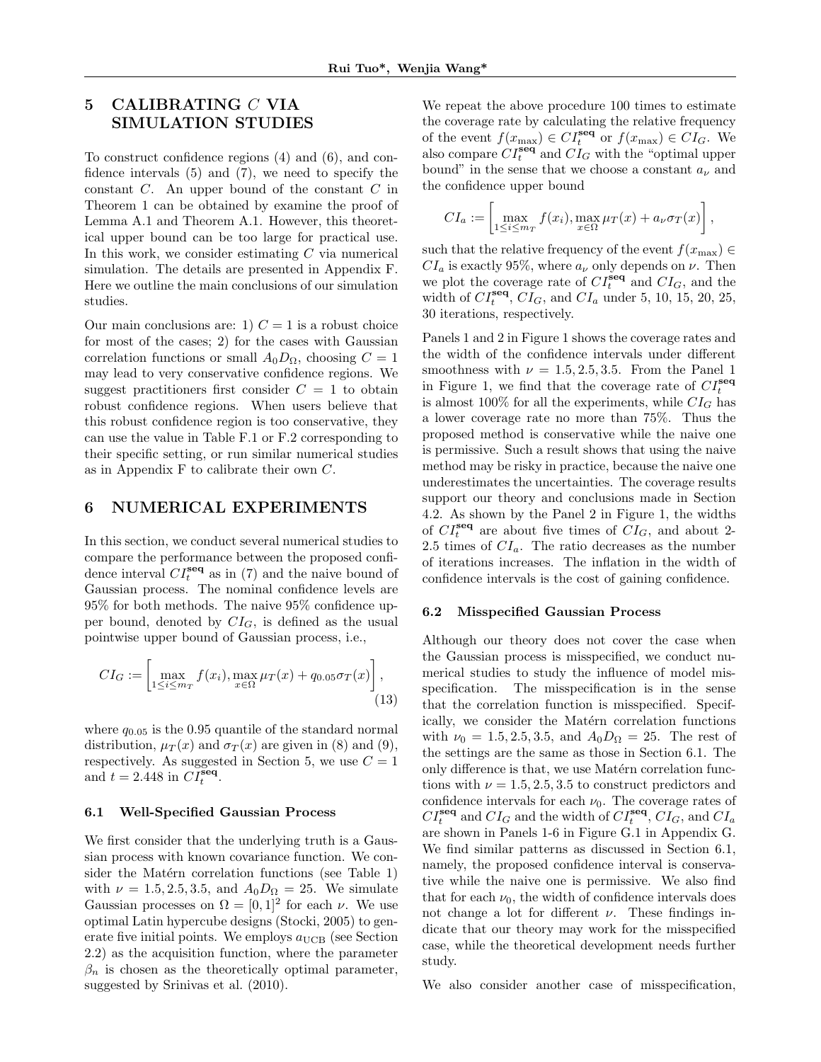## 5 CALIBRATING $C$ VIA SIMULATION STUDIES

To construct confidence regions (4) and (6), and confidence intervals (5) and (7), we need to specify the constant $C$. An upper bound of the constant $C$ in Theorem 1 can be obtained by examine the proof of Lemma A.1 and Theorem A.1. However, this theoretical upper bound can be too large for practical use. In this work, we consider estimating $C$ via numerical simulation. The details are presented in Appendix F. Here we outline the main conclusions of our simulation studies.

Our main conclusions are: 1) $C = 1$ is a robust choice for most of the cases; 2) for the cases with Gaussian correlation functions or small $A_0 D_\Omega$, choosing $C = 1$ may lead to very conservative confidence regions. We suggest practitioners first consider $C = 1$ to obtain robust confidence regions. When users believe that this robust confidence region is too conservative, they can use the value in Table F.1 or F.2 corresponding to their specific setting, or run similar numerical studies as in Appendix F to calibrate their own $C$.

## 6 NUMERICAL EXPERIMENTS

In this section, we conduct several numerical studies to compare the performance between the proposed confidence interval $CI_t^{\mathbf{seq}}$ as in (7) and the naive bound of Gaussian process. The nominal confidence levels are 95% for both methods. The naive 95% confidence upper bound, denoted by $CI_G$, is defined as the usual pointwise upper bound of Gaussian process, i.e.,

$$CI_G := \left[\max_{1\leq i\leq m_T} f(x_i), \max_{x\in\Omega} \mu_T(x) + q_{0.05}\sigma_T(x)\right], \tag{13}$$

where $q_{0.05}$ is the 0.95 quantile of the standard normal distribution, $\mu_T(x)$ and $\sigma_T(x)$ are given in (8) and (9), respectively. As suggested in Section 5, we use $C = 1$ and $t = 2.448$ in $CI_t^{\mathbf{seq}}$.

### 6.1 Well-Specified Gaussian Process

We first consider that the underlying truth is a Gaussian process with known covariance function. We consider the Matérn correlation functions (see Table 1) with $\nu = 1.5, 2.5, 3.5$, and $A_0 D_\Omega = 25$. We simulate Gaussian processes on $\Omega = [0, 1]^2$ for each $\nu$. We use optimal Latin hypercube designs (Stocki, 2005) to generate five initial points. We employs $a_{\text{UCB}}$ (see Section 2.2) as the acquisition function, where the parameter $\beta_n$ is chosen as the theoretically optimal parameter, suggested by Srinivas et al. (2010).

We repeat the above procedure 100 times to estimate the coverage rate by calculating the relative frequency of the event $f(x_{\max}) \in CI_t^{\mathbf{seq}}$ or $f(x_{\max}) \in CI_G$. We also compare $CI_t^{\mathbf{seq}}$ and $CI_G$ with the "optimal upper bound" in the sense that we choose a constant $a_\nu$ and the confidence upper bound

$$CI_a := \left[\max_{1\leq i\leq m_T} f(x_i), \max_{x\in\Omega} \mu_T(x) + a_\nu\sigma_T(x)\right],$$

such that the relative frequency of the event $f(x_{\max}) \in CI_a$ is exactly 95%, where $a_\nu$ only depends on $\nu$. Then we plot the coverage rate of $CI_t^{\mathbf{seq}}$ and $CI_G$, and the width of $CI_t^{\mathbf{seq}}$, $CI_G$, and $CI_a$ under 5, 10, 15, 20, 25, 30 iterations, respectively.

Panels 1 and 2 in Figure 1 shows the coverage rates and the width of the confidence intervals under different smoothness with $\nu = 1.5, 2.5, 3.5$. From the Panel 1 in Figure 1, we find that the coverage rate of $CI_t^{\mathbf{seq}}$ is almost 100% for all the experiments, while $CI_G$ has a lower coverage rate no more than 75%. Thus the proposed method is conservative while the naive one is permissive. Such a result shows that using the naive method may be risky in practice, because the naive one underestimates the uncertainties. The coverage results support our theory and conclusions made in Section 4.2. As shown by the Panel 2 in Figure 1, the widths of $CI_t^{\mathbf{seq}}$ are about five times of $CI_G$, and about 2-2.5 times of $CI_a$. The ratio decreases as the number of iterations increases. The inflation in the width of confidence intervals is the cost of gaining confidence.

### 6.2 Misspecified Gaussian Process

Although our theory does not cover the case when the Gaussian process is misspecified, we conduct numerical studies to study the influence of model misspecification. The misspecification is in the sense that the correlation function is misspecified. Specifically, we consider the Matérn correlation functions with $\nu_0 = 1.5, 2.5, 3.5$, and $A_0 D_\Omega = 25$. The rest of the settings are the same as those in Section 6.1. The only difference is that, we use Matérn correlation functions with $\nu = 1.5, 2.5, 3.5$ to construct predictors and confidence intervals for each $\nu_0$. The coverage rates of $CI_t^{\mathbf{seq}}$ and $CI_G$ and the width of $CI_t^{\mathbf{seq}}$, $CI_G$, and $CI_a$ are shown in Panels 1-6 in Figure G.1 in Appendix G. We find similar patterns as discussed in Section 6.1, namely, the proposed confidence interval is conservative while the naive one is permissive. We also find that for each $\nu_0$, the width of confidence intervals does not change a lot for different $\nu$. These findings indicate that our theory may work for the misspecified case, while the theoretical development needs further study.

We also consider another case of misspecification,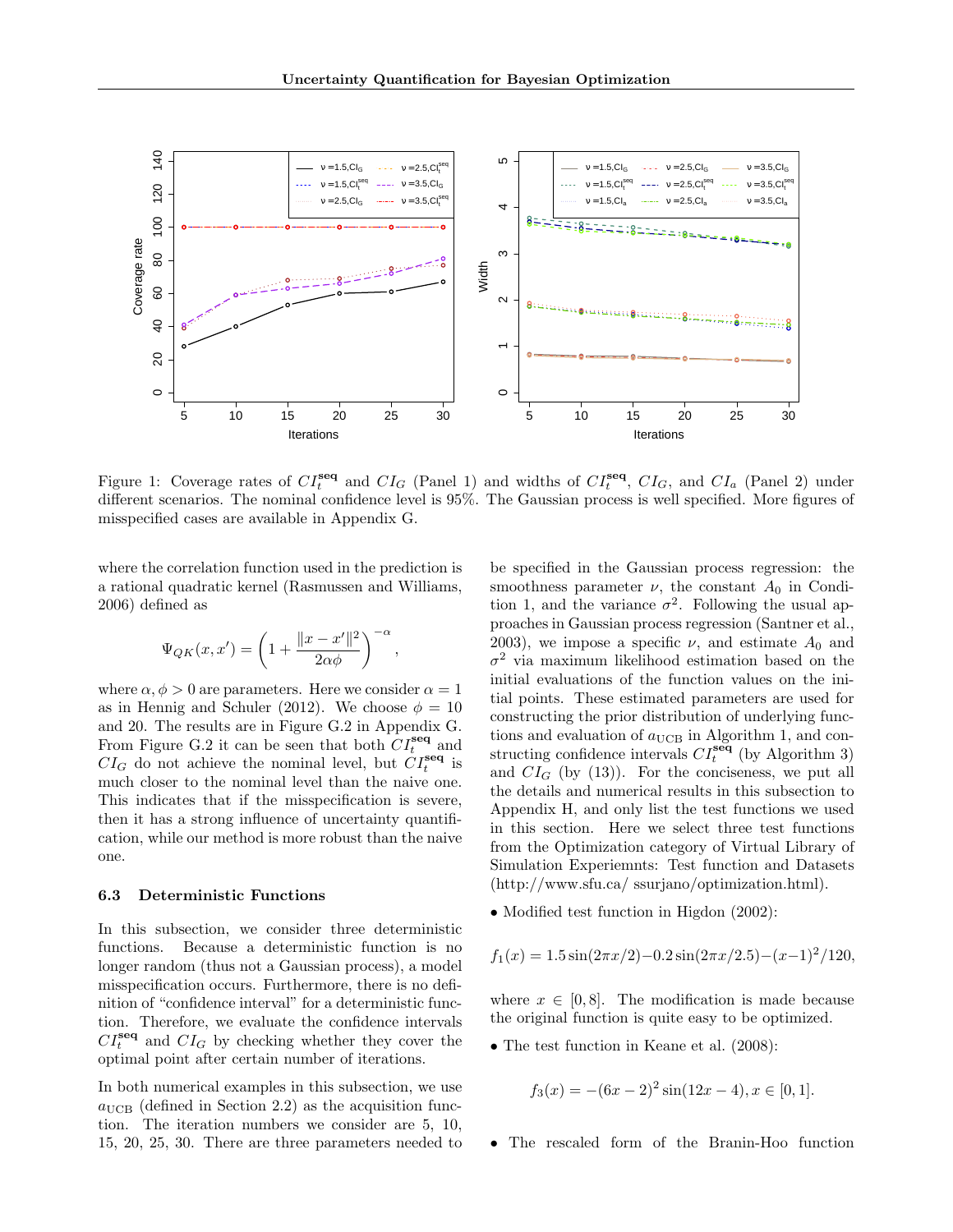Figure 1: Coverage rates of $CI_t^{\mathbf{seq}}$ and $CI_G$ (Panel 1) and widths of $CI_t^{\mathbf{seq}}$, $CI_G$, and $CI_a$ (Panel 2) under different scenarios. The nominal confidence level is 95%. The Gaussian process is well specified. More figures of misspecified cases are available in Appendix G.

where the correlation function used in the prediction is a rational quadratic kernel (Rasmussen and Williams, 2006) defined as

$$\Psi_{QK}(x, x') = \left(1 + \frac{\|x - x'\|^2}{2\alpha\phi}\right)^{-\alpha},$$

where $\alpha, \phi > 0$ are parameters. Here we consider $\alpha = 1$ as in Hennig and Schuler (2012). We choose $\phi = 10$ and 20. The results are in Figure G.2 in Appendix G. From Figure G.2 it can be seen that both $CI_t^{\mathbf{seq}}$ and $CI_G$ do not achieve the nominal level, but $CI_t^{\mathbf{seq}}$ is much closer to the nominal level than the naive one. This indicates that if the misspecification is severe, then it has a strong influence of uncertainty quantification, while our method is more robust than the naive one.

### 6.3 Deterministic Functions

In this subsection, we consider three deterministic functions. Because a deterministic function is no longer random (thus not a Gaussian process), a model misspecification occurs. Furthermore, there is no definition of "confidence interval" for a deterministic function. Therefore, we evaluate the confidence intervals $CI_t^{\mathbf{seq}}$ and $CI_G$ by checking whether they cover the optimal point after certain number of iterations.

In both numerical examples in this subsection, we use $a_{\text{UCB}}$ (defined in Section 2.2) as the acquisition function. The iteration numbers we consider are 5, 10, 15, 20, 25, 30. There are three parameters needed to be specified in the Gaussian process regression: the smoothness parameter $\nu$, the constant $A_0$ in Condition 1, and the variance $\sigma^2$. Following the usual approaches in Gaussian process regression (Santner et al., 2003), we impose a specific $\nu$, and estimate $A_0$ and $\sigma^2$ via maximum likelihood estimation based on the initial evaluations of the function values on the initial points. These estimated parameters are used for constructing the prior distribution of underlying functions and evaluation of $a_{\text{UCB}}$ in Algorithm 1, and constructing confidence intervals $CI_t^{\mathbf{seq}}$ (by Algorithm 3) and $CI_G$ (by (13)). For the conciseness, we put all the details and numerical results in this subsection to Appendix H, and only list the test functions we used in this section. Here we select three test functions from the Optimization category of Virtual Library of Simulation Experiemnts: Test function and Datasets (http://www.sfu.ca/ ssurjano/optimization.html).

- Modified test function in Higdon (2002):

$$f_1(x) = 1.5\sin(2\pi x/2) - 0.2\sin(2\pi x/2.5) - (x-1)^2/120,$$

where $x \in [0, 8]$. The modification is made because the original function is quite easy to be optimized.

- The test function in Keane et al. (2008):

$$f_3(x) = -(6x-2)^2\sin(12x-4), x \in [0, 1].$$

- The rescaled form of the Branin-Hoo function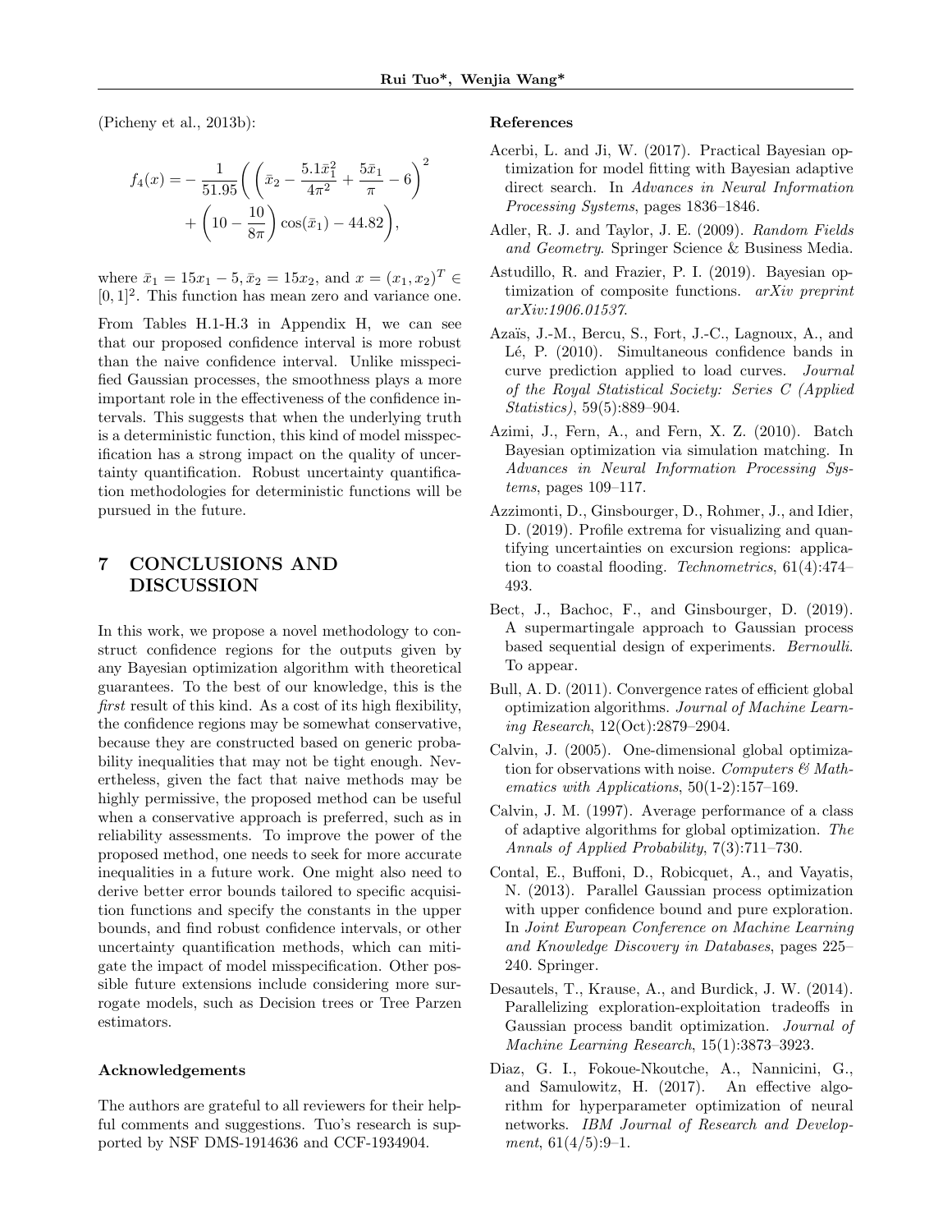(Picheny et al., 2013b):

$$
f_4(x) = -\frac{1}{51.95}\Bigg( \left( \bar{x}_2 - \frac{5.1\bar{x}_1^2}{4\pi^2} + \frac{5\bar{x}_1}{\pi} - 6 \right)^2 + \left( 10 - \frac{10}{8\pi} \right)\cos(\bar{x}_1) - 44.82 \Bigg),
$$

where $\bar{x}_1 = 15x_1 - 5, \bar{x}_2 = 15x_2$, and $x = (x_1, x_2)^T \in [0,1]^2$. This function has mean zero and variance one.

From Tables H.1-H.3 in Appendix H, we can see that our proposed confidence interval is more robust than the naive confidence interval. Unlike misspecified Gaussian processes, the smoothness plays a more important role in the effectiveness of the confidence intervals. This suggests that when the underlying truth is a deterministic function, this kind of model misspecification has a strong impact on the quality of uncertainty quantification. Robust uncertainty quantification methodologies for deterministic functions will be pursued in the future.

# 7 CONCLUSIONS AND DISCUSSION

In this work, we propose a novel methodology to construct confidence regions for the outputs given by any Bayesian optimization algorithm with theoretical guarantees. To the best of our knowledge, this is the *first* result of this kind. As a cost of its high flexibility, the confidence regions may be somewhat conservative, because they are constructed based on generic probability inequalities that may not be tight enough. Nevertheless, given the fact that naive methods may be highly permissive, the proposed method can be useful when a conservative approach is preferred, such as in reliability assessments. To improve the power of the proposed method, one needs to seek for more accurate inequalities in a future work. One might also need to derive better error bounds tailored to specific acquisition functions and specify the constants in the upper bounds, and find robust confidence intervals, or other uncertainty quantification methods, which can mitigate the impact of model misspecification. Other possible future extensions include considering more surrogate models, such as Decision trees or Tree Parzen estimators.

### Acknowledgements

The authors are grateful to all reviewers for their helpful comments and suggestions. Tuo's research is supported by NSF DMS-1914636 and CCF-1934904.

### References

Acerbi, L. and Ji, W. (2017). Practical Bayesian optimization for model fitting with Bayesian adaptive direct search. In *Advances in Neural Information Processing Systems*, pages 1836–1846.

Adler, R. J. and Taylor, J. E. (2009). *Random Fields and Geometry*. Springer Science & Business Media.

Astudillo, R. and Frazier, P. I. (2019). Bayesian optimization of composite functions. *arXiv preprint arXiv:1906.01537*.

Azaïs, J.-M., Bercu, S., Fort, J.-C., Lagnoux, A., and Lé, P. (2010). Simultaneous confidence bands in curve prediction applied to load curves. *Journal of the Royal Statistical Society: Series C (Applied Statistics)*, 59(5):889–904.

Azimi, J., Fern, A., and Fern, X. Z. (2010). Batch Bayesian optimization via simulation matching. In *Advances in Neural Information Processing Systems*, pages 109–117.

Azzimonti, D., Ginsbourger, D., Rohmer, J., and Idier, D. (2019). Profile extrema for visualizing and quantifying uncertainties on excursion regions: application to coastal flooding. *Technometrics*, 61(4):474–493.

Bect, J., Bachoc, F., and Ginsbourger, D. (2019). A supermartingale approach to Gaussian process based sequential design of experiments. *Bernoulli*. To appear.

Bull, A. D. (2011). Convergence rates of efficient global optimization algorithms. *Journal of Machine Learning Research*, 12(Oct):2879–2904.

Calvin, J. (2005). One-dimensional global optimization for observations with noise. *Computers & Mathematics with Applications*, 50(1-2):157–169.

Calvin, J. M. (1997). Average performance of a class of adaptive algorithms for global optimization. *The Annals of Applied Probability*, 7(3):711–730.

Contal, E., Buffoni, D., Robicquet, A., and Vayatis, N. (2013). Parallel Gaussian process optimization with upper confidence bound and pure exploration. In *Joint European Conference on Machine Learning and Knowledge Discovery in Databases*, pages 225–240. Springer.

Desautels, T., Krause, A., and Burdick, J. W. (2014). Parallelizing exploration-exploitation tradeoffs in Gaussian process bandit optimization. *Journal of Machine Learning Research*, 15(1):3873–3923.

Diaz, G. I., Fokoue-Nkoutche, A., Nannicini, G., and Samulowitz, H. (2017). An effective algorithm for hyperparameter optimization of neural networks. *IBM Journal of Research and Development*, 61(4/5):9–1.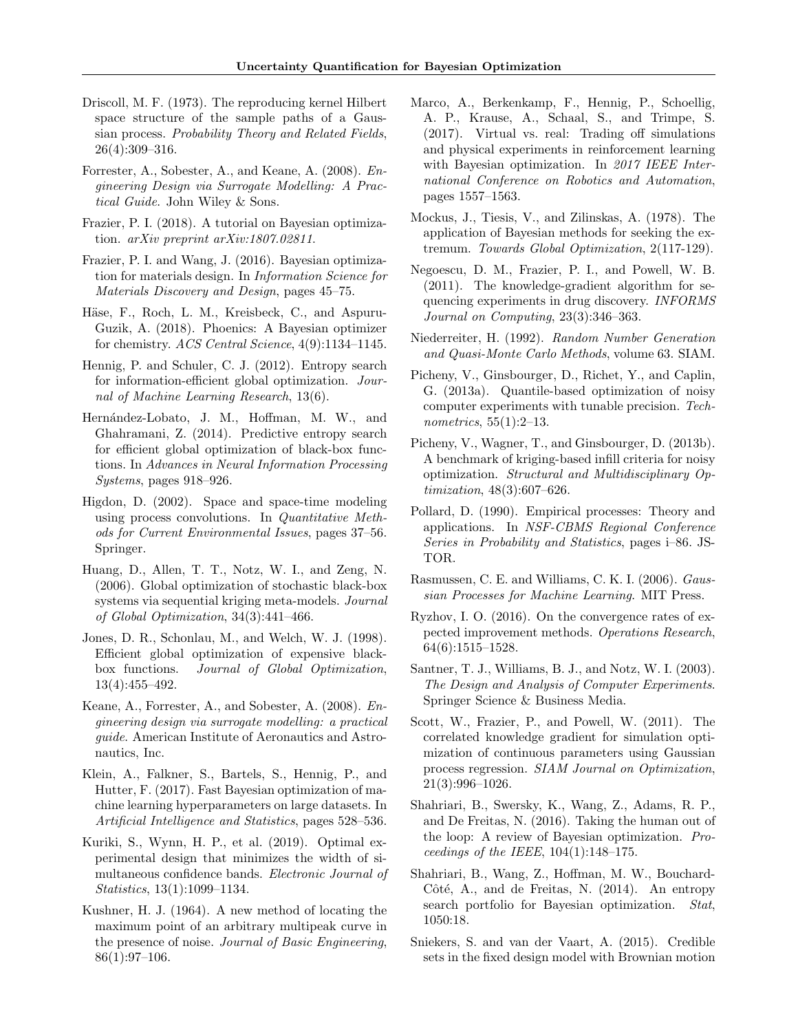Driscoll, M. F. (1973). The reproducing kernel Hilbert space structure of the sample paths of a Gaussian process. *Probability Theory and Related Fields*, 26(4):309–316.

Forrester, A., Sobester, A., and Keane, A. (2008). *Engineering Design via Surrogate Modelling: A Practical Guide*. John Wiley & Sons.

Frazier, P. I. (2018). A tutorial on Bayesian optimization. *arXiv preprint arXiv:1807.02811*.

Frazier, P. I. and Wang, J. (2016). Bayesian optimization for materials design. In *Information Science for Materials Discovery and Design*, pages 45–75.

Häse, F., Roch, L. M., Kreisbeck, C., and Aspuru-Guzik, A. (2018). Phoenics: A Bayesian optimizer for chemistry. *ACS Central Science*, 4(9):1134–1145.

Hennig, P. and Schuler, C. J. (2012). Entropy search for information-efficient global optimization. *Journal of Machine Learning Research*, 13(6).

Hernández-Lobato, J. M., Hoffman, M. W., and Ghahramani, Z. (2014). Predictive entropy search for efficient global optimization of black-box functions. In *Advances in Neural Information Processing Systems*, pages 918–926.

Higdon, D. (2002). Space and space-time modeling using process convolutions. In *Quantitative Methods for Current Environmental Issues*, pages 37–56. Springer.

Huang, D., Allen, T. T., Notz, W. I., and Zeng, N. (2006). Global optimization of stochastic black-box systems via sequential kriging meta-models. *Journal of Global Optimization*, 34(3):441–466.

Jones, D. R., Schonlau, M., and Welch, W. J. (1998). Efficient global optimization of expensive black-box functions. *Journal of Global Optimization*, 13(4):455–492.

Keane, A., Forrester, A., and Sobester, A. (2008). *Engineering design via surrogate modelling: a practical guide*. American Institute of Aeronautics and Astronautics, Inc.

Klein, A., Falkner, S., Bartels, S., Hennig, P., and Hutter, F. (2017). Fast Bayesian optimization of machine learning hyperparameters on large datasets. In *Artificial Intelligence and Statistics*, pages 528–536.

Kuriki, S., Wynn, H. P., et al. (2019). Optimal experimental design that minimizes the width of simultaneous confidence bands. *Electronic Journal of Statistics*, 13(1):1099–1134.

Kushner, H. J. (1964). A new method of locating the maximum point of an arbitrary multipeak curve in the presence of noise. *Journal of Basic Engineering*, 86(1):97–106.

Marco, A., Berkenkamp, F., Hennig, P., Schoellig, A. P., Krause, A., Schaal, S., and Trimpe, S. (2017). Virtual vs. real: Trading off simulations and physical experiments in reinforcement learning with Bayesian optimization. In *2017 IEEE International Conference on Robotics and Automation*, pages 1557–1563.

Mockus, J., Tiesis, V., and Zilinskas, A. (1978). The application of Bayesian methods for seeking the extremum. *Towards Global Optimization*, 2(117-129).

Negoescu, D. M., Frazier, P. I., and Powell, W. B. (2011). The knowledge-gradient algorithm for sequencing experiments in drug discovery. *INFORMS Journal on Computing*, 23(3):346–363.

Niederreiter, H. (1992). *Random Number Generation and Quasi-Monte Carlo Methods*, volume 63. SIAM.

Picheny, V., Ginsbourger, D., Richet, Y., and Caplin, G. (2013a). Quantile-based optimization of noisy computer experiments with tunable precision. *Technometrics*, 55(1):2–13.

Picheny, V., Wagner, T., and Ginsbourger, D. (2013b). A benchmark of kriging-based infill criteria for noisy optimization. *Structural and Multidisciplinary Optimization*, 48(3):607–626.

Pollard, D. (1990). Empirical processes: Theory and applications. In *NSF-CBMS Regional Conference Series in Probability and Statistics*, pages i–86. JSTOR.

Rasmussen, C. E. and Williams, C. K. I. (2006). *Gaussian Processes for Machine Learning*. MIT Press.

Ryzhov, I. O. (2016). On the convergence rates of expected improvement methods. *Operations Research*, 64(6):1515–1528.

Santner, T. J., Williams, B. J., and Notz, W. I. (2003). *The Design and Analysis of Computer Experiments*. Springer Science & Business Media.

Scott, W., Frazier, P., and Powell, W. (2011). The correlated knowledge gradient for simulation optimization of continuous parameters using Gaussian process regression. *SIAM Journal on Optimization*, 21(3):996–1026.

Shahriari, B., Swersky, K., Wang, Z., Adams, R. P., and De Freitas, N. (2016). Taking the human out of the loop: A review of Bayesian optimization. *Proceedings of the IEEE*, 104(1):148–175.

Shahriari, B., Wang, Z., Hoffman, M. W., Bouchard-Côté, A., and de Freitas, N. (2014). An entropy search portfolio for Bayesian optimization. *Stat*, 1050:18.

Sniekers, S. and van der Vaart, A. (2015). Credible sets in the fixed design model with Brownian motion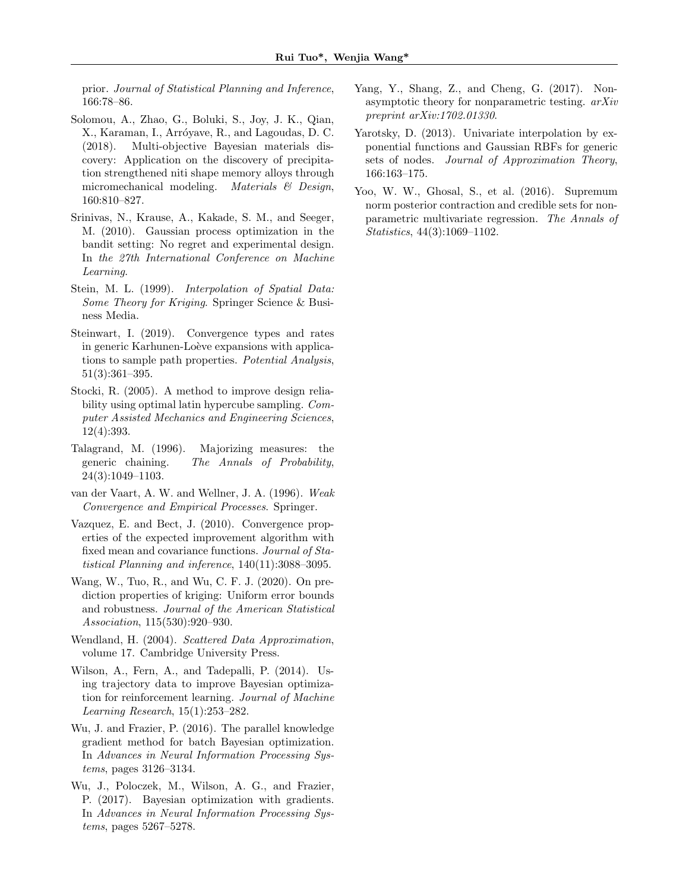prior. *Journal of Statistical Planning and Inference*, 166:78–86.

Solomou, A., Zhao, G., Boluki, S., Joy, J. K., Qian, X., Karaman, I., Arróyave, R., and Lagoudas, D. C. (2018). Multi-objective Bayesian materials discovery: Application on the discovery of precipitation strengthened niti shape memory alloys through micromechanical modeling. *Materials & Design*, 160:810–827.

Srinivas, N., Krause, A., Kakade, S. M., and Seeger, M. (2010). Gaussian process optimization in the bandit setting: No regret and experimental design. In *the 27th International Conference on Machine Learning*.

Stein, M. L. (1999). *Interpolation of Spatial Data: Some Theory for Kriging*. Springer Science & Business Media.

Steinwart, I. (2019). Convergence types and rates in generic Karhunen-Loève expansions with applications to sample path properties. *Potential Analysis*, 51(3):361–395.

Stocki, R. (2005). A method to improve design reliability using optimal latin hypercube sampling. *Computer Assisted Mechanics and Engineering Sciences*, 12(4):393.

Talagrand, M. (1996). Majorizing measures: the generic chaining. *The Annals of Probability*, 24(3):1049–1103.

van der Vaart, A. W. and Wellner, J. A. (1996). *Weak Convergence and Empirical Processes*. Springer.

Vazquez, E. and Bect, J. (2010). Convergence properties of the expected improvement algorithm with fixed mean and covariance functions. *Journal of Statistical Planning and inference*, 140(11):3088–3095.

Wang, W., Tuo, R., and Wu, C. F. J. (2020). On prediction properties of kriging: Uniform error bounds and robustness. *Journal of the American Statistical Association*, 115(530):920–930.

Wendland, H. (2004). *Scattered Data Approximation*, volume 17. Cambridge University Press.

Wilson, A., Fern, A., and Tadepalli, P. (2014). Using trajectory data to improve Bayesian optimization for reinforcement learning. *Journal of Machine Learning Research*, 15(1):253–282.

Wu, J. and Frazier, P. (2016). The parallel knowledge gradient method for batch Bayesian optimization. In *Advances in Neural Information Processing Systems*, pages 3126–3134.

Wu, J., Poloczek, M., Wilson, A. G., and Frazier, P. (2017). Bayesian optimization with gradients. In *Advances in Neural Information Processing Systems*, pages 5267–5278.

Yang, Y., Shang, Z., and Cheng, G. (2017). Non-asymptotic theory for nonparametric testing. *arXiv preprint arXiv:1702.01330*.

Yarotsky, D. (2013). Univariate interpolation by exponential functions and Gaussian RBFs for generic sets of nodes. *Journal of Approximation Theory*, 166:163–175.

Yoo, W. W., Ghosal, S., et al. (2016). Supremum norm posterior contraction and credible sets for nonparametric multivariate regression. *The Annals of Statistics*, 44(3):1069–1102.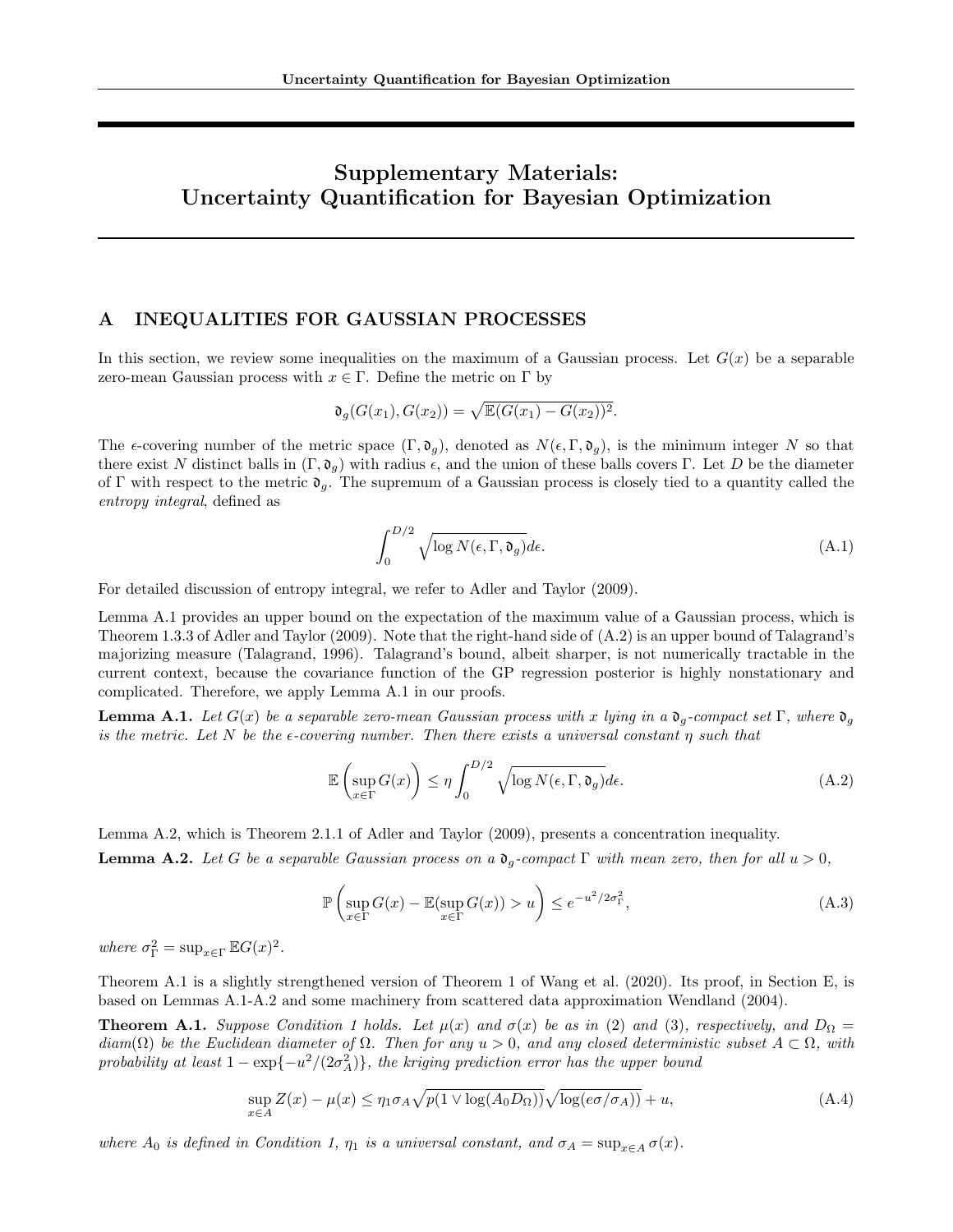# Supplementary Materials: Uncertainty Quantification for Bayesian Optimization

## A INEQUALITIES FOR GAUSSIAN PROCESSES

In this section, we review some inequalities on the maximum of a Gaussian process. Let $G(x)$ be a separable zero-mean Gaussian process with $x \in \Gamma$. Define the metric on $\Gamma$ by

$$\mathfrak{d}_g(G(x_1), G(x_2)) = \sqrt{\mathbb{E}(G(x_1) - G(x_2))^2}.$$

The $\epsilon$-covering number of the metric space $(\Gamma, \mathfrak{d}_g)$, denoted as $N(\epsilon, \Gamma, \mathfrak{d}_g)$, is the minimum integer $N$ so that there exist $N$ distinct balls in $(\Gamma, \mathfrak{d}_g)$ with radius $\epsilon$, and the union of these balls covers $\Gamma$. Let $D$ be the diameter of $\Gamma$ with respect to the metric $\mathfrak{d}_g$. The supremum of a Gaussian process is closely tied to a quantity called the *entropy integral*, defined as

$$\int_0^{D/2} \sqrt{\log N(\epsilon, \Gamma, \mathfrak{d}_g)} d\epsilon. \tag{A.1}$$

For detailed discussion of entropy integral, we refer to Adler and Taylor (2009).

Lemma A.1 provides an upper bound on the expectation of the maximum value of a Gaussian process, which is Theorem 1.3.3 of Adler and Taylor (2009). Note that the right-hand side of (A.2) is an upper bound of Talagrand's majorizing measure (Talagrand, 1996). Talagrand's bound, albeit sharper, is not numerically tractable in the current context, because the covariance function of the GP regression posterior is highly nonstationary and complicated. Therefore, we apply Lemma A.1 in our proofs.

**Lemma A.1.** *Let $G(x)$ be a separable zero-mean Gaussian process with $x$ lying in a $\mathfrak{d}_g$-compact set $\Gamma$, where $\mathfrak{d}_g$ is the metric. Let $N$ be the $\epsilon$-covering number. Then there exists a universal constant $\eta$ such that*

$$\mathbb{E}\left(\sup_{x\in\Gamma} G(x)\right) \leq \eta \int_0^{D/2} \sqrt{\log N(\epsilon, \Gamma, \mathfrak{d}_g)} d\epsilon. \tag{A.2}$$

Lemma A.2, which is Theorem 2.1.1 of Adler and Taylor (2009), presents a concentration inequality.

**Lemma A.2.** *Let $G$ be a separable Gaussian process on a $\mathfrak{d}_g$-compact $\Gamma$ with mean zero, then for all $u > 0$,*

$$\mathbb{P}\left(\sup_{x\in\Gamma} G(x) - \mathbb{E}(\sup_{x\in\Gamma} G(x)) > u\right) \leq e^{-u^2/2\sigma_\Gamma^2}, \tag{A.3}$$

*where $\sigma_\Gamma^2 = \sup_{x\in\Gamma} \mathbb{E}G(x)^2$.*

Theorem A.1 is a slightly strengthened version of Theorem 1 of Wang et al. (2020). Its proof, in Section E, is based on Lemmas A.1-A.2 and some machinery from scattered data approximation Wendland (2004).

**Theorem A.1.** *Suppose Condition 1 holds. Let $\mu(x)$ and $\sigma(x)$ be as in (2) and (3), respectively, and $D_\Omega = diam(\Omega)$ be the Euclidean diameter of $\Omega$. Then for any $u > 0$, and any closed deterministic subset $A \subset \Omega$, with probability at least $1 - \exp\{-u^2/(2\sigma_A^2)\}$, the kriging prediction error has the upper bound*

$$\sup_{x\in A} Z(x) - \mu(x) \leq \eta_1 \sigma_A \sqrt{p(1 \vee \log(A_0 D_\Omega))} \sqrt{\log(e\sigma/\sigma_A))} + u, \tag{A.4}$$

*where $A_0$ is defined in Condition 1, $\eta_1$ is a universal constant, and $\sigma_A = \sup_{x\in A} \sigma(x)$.*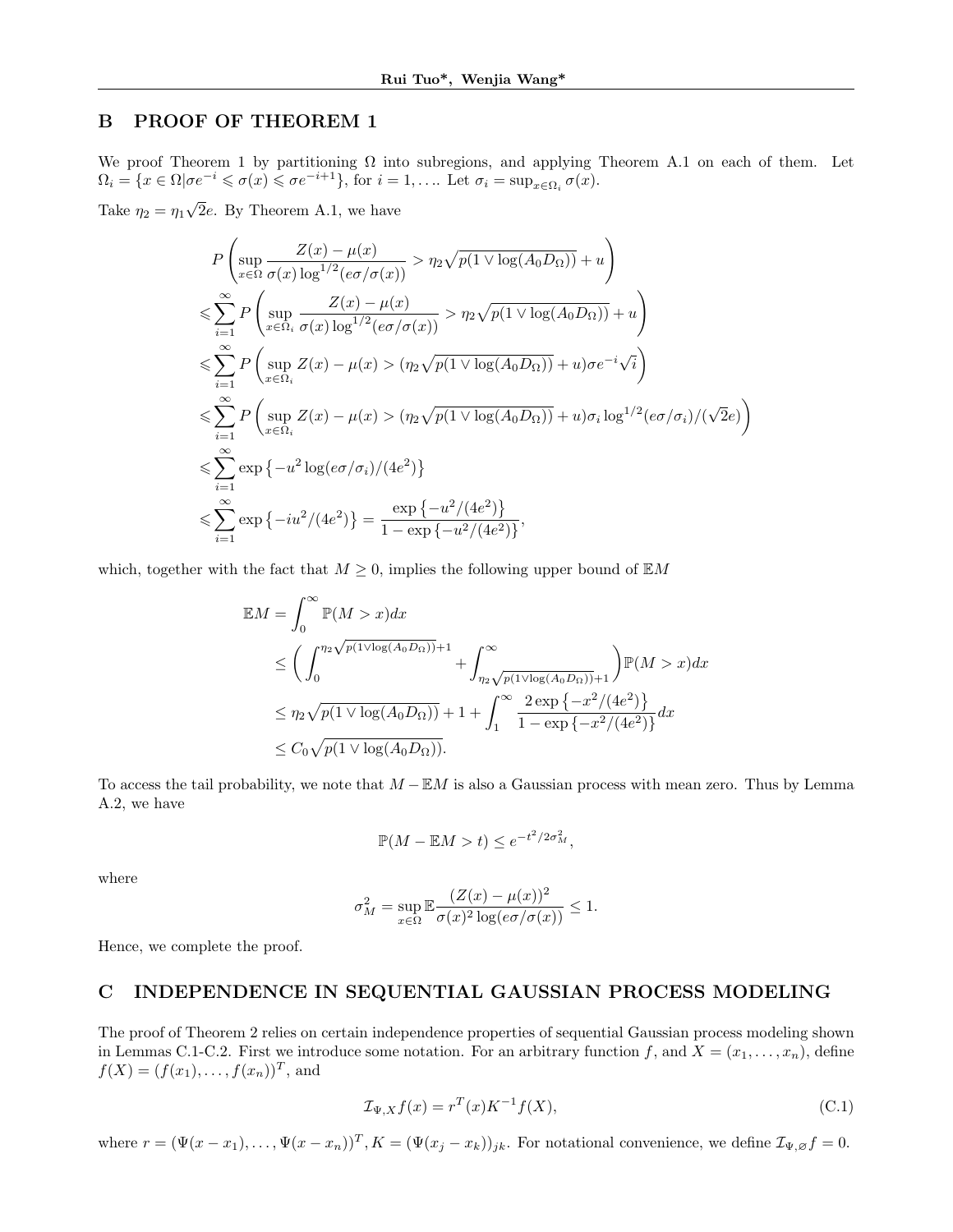## B PROOF OF THEOREM 1

We proof Theorem 1 by partitioning $\Omega$ into subregions, and applying Theorem A.1 on each of them. Let $\Omega_i = \{x \in \Omega | \sigma e^{-i} \leqslant \sigma(x) \leqslant \sigma e^{-i+1}\}$, for $i = 1, \ldots$. Let $\sigma_i = \sup_{x \in \Omega_i} \sigma(x)$.

Take $\eta_2 = \eta_1 \sqrt{2} e$. By Theorem A.1, we have

$$
\begin{aligned}
& P\left( \sup_{x \in \Omega} \frac{Z(x) - \mu(x)}{\sigma(x) \log^{1/2}(e\sigma/\sigma(x))} > \eta_2 \sqrt{p(1 \vee \log(A_0 D_\Omega))} + u \right) \\
\leqslant & \sum_{i=1}^{\infty} P\left( \sup_{x \in \Omega_i} \frac{Z(x) - \mu(x)}{\sigma(x) \log^{1/2}(e\sigma/\sigma(x))} > \eta_2 \sqrt{p(1 \vee \log(A_0 D_\Omega))} + u \right) \\
\leqslant & \sum_{i=1}^{\infty} P\left( \sup_{x \in \Omega_i} Z(x) - \mu(x) > (\eta_2 \sqrt{p(1 \vee \log(A_0 D_\Omega))} + u) \sigma e^{-i} \sqrt{i} \right) \\
\leqslant & \sum_{i=1}^{\infty} P\left( \sup_{x \in \Omega_i} Z(x) - \mu(x) > (\eta_2 \sqrt{p(1 \vee \log(A_0 D_\Omega))} + u) \sigma_i \log^{1/2}(e\sigma/\sigma_i)/(\sqrt{2}e) \right) \\
\leqslant & \sum_{i=1}^{\infty} \exp\left\{ -u^2 \log(e\sigma/\sigma_i)/(4e^2) \right\} \\
\leqslant & \sum_{i=1}^{\infty} \exp\left\{ -iu^2/(4e^2) \right\} = \frac{\exp\left\{ -u^2/(4e^2) \right\}}{1 - \exp\left\{ -u^2/(4e^2) \right\}},
\end{aligned}
$$

which, together with the fact that $M \geq 0$, implies the following upper bound of $\mathbb{E}M$

$$
\begin{aligned}
\mathbb{E}M &= \int_0^\infty \mathbb{P}(M > x) dx \\
&\leq \Big( \int_0^{\eta_2 \sqrt{p(1 \vee \log(A_0 D_\Omega))} + 1} + \int_{\eta_2 \sqrt{p(1 \vee \log(A_0 D_\Omega))} + 1}^\infty \Big) \mathbb{P}(M > x) dx \\
&\leq \eta_2 \sqrt{p(1 \vee \log(A_0 D_\Omega))} + 1 + \int_1^\infty \frac{2 \exp\left\{ -x^2/(4e^2) \right\}}{1 - \exp\left\{ -x^2/(4e^2) \right\}} dx \\
&\leq C_0 \sqrt{p(1 \vee \log(A_0 D_\Omega))}.
\end{aligned}
$$

To access the tail probability, we note that $M - \mathbb{E}M$ is also a Gaussian process with mean zero. Thus by Lemma A.2, we have

$$
\mathbb{P}(M - \mathbb{E}M > t) \leq e^{-t^2/2\sigma_M^2},
$$

where

$$
\sigma_M^2 = \sup_{x \in \Omega} \mathbb{E} \frac{(Z(x) - \mu(x))^2}{\sigma(x)^2 \log(e\sigma/\sigma(x))} \leq 1.
$$

Hence, we complete the proof.

## C INDEPENDENCE IN SEQUENTIAL GAUSSIAN PROCESS MODELING

The proof of Theorem 2 relies on certain independence properties of sequential Gaussian process modeling shown in Lemmas C.1-C.2. First we introduce some notation. For an arbitrary function $f$, and $X = (x_1, \ldots, x_n)$, define $f(X) = (f(x_1), \ldots, f(x_n))^T$, and

$$
\mathcal{I}_{\Psi, X} f(x) = r^T(x) K^{-1} f(X), \tag{C.1}
$$

where $r = (\Psi(x - x_1), \ldots, \Psi(x - x_n))^T, K = (\Psi(x_j - x_k))_{jk}$. For notational convenience, we define $\mathcal{I}_{\Psi, \varnothing} f = 0$.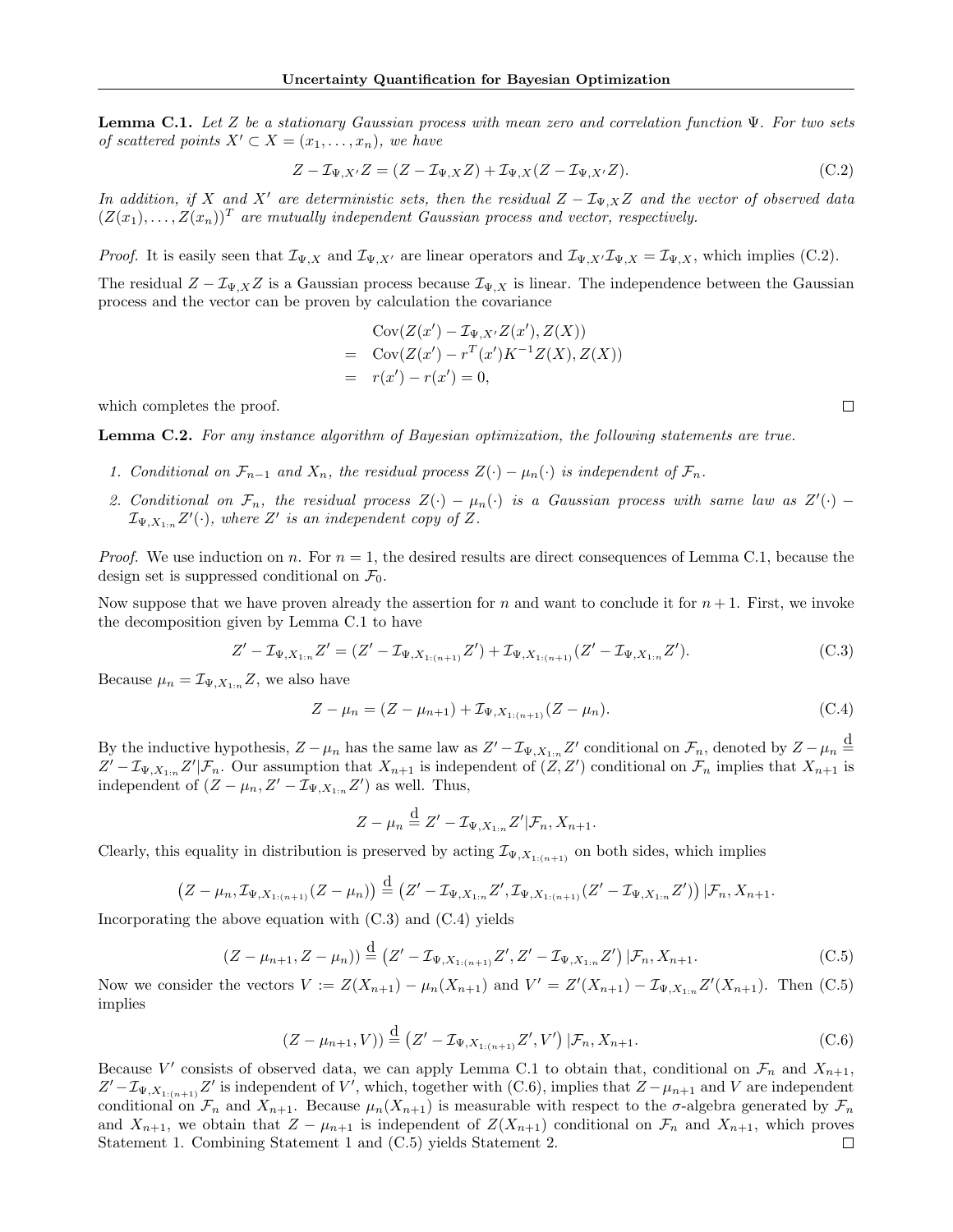**Lemma C.1.** *Let $Z$ be a stationary Gaussian process with mean zero and correlation function $\Psi$. For two sets of scattered points $X' \subset X = (x_1, \ldots, x_n)$, we have*

$$Z - \mathcal{I}_{\Psi,X'}Z = (Z - \mathcal{I}_{\Psi,X}Z) + \mathcal{I}_{\Psi,X}(Z - \mathcal{I}_{\Psi,X'}Z). \tag{C.2}$$

*In addition, if $X$ and $X'$ are deterministic sets, then the residual $Z - \mathcal{I}_{\Psi,X}Z$ and the vector of observed data $(Z(x_1), \ldots, Z(x_n))^T$ are mutually independent Gaussian process and vector, respectively.*

*Proof.* It is easily seen that $\mathcal{I}_{\Psi,X}$ and $\mathcal{I}_{\Psi,X'}$ are linear operators and $\mathcal{I}_{\Psi,X'}\mathcal{I}_{\Psi,X} = \mathcal{I}_{\Psi,X}$, which implies (C.2).

The residual $Z - \mathcal{I}_{\Psi,X}Z$ is a Gaussian process because $\mathcal{I}_{\Psi,X}$ is linear. The independence between the Gaussian process and the vector can be proven by calculation the covariance

$$\begin{aligned}
& \mathrm{Cov}(Z(x') - \mathcal{I}_{\Psi,X'}Z(x'), Z(X)) \\
= \; & \mathrm{Cov}(Z(x') - r^T(x')K^{-1}Z(X), Z(X)) \\
= \; & r(x') - r(x') = 0,
\end{aligned}$$

which completes the proof. $\square$

**Lemma C.2.** *For any instance algorithm of Bayesian optimization, the following statements are true.*

1. *Conditional on $\mathcal{F}_{n-1}$ and $X_n$, the residual process $Z(\cdot) - \mu_n(\cdot)$ is independent of $\mathcal{F}_n$.*
2. *Conditional on $\mathcal{F}_n$, the residual process $Z(\cdot) - \mu_n(\cdot)$ is a Gaussian process with same law as $Z'(\cdot) - \mathcal{I}_{\Psi,X_{1:n}}Z'(\cdot)$, where $Z'$ is an independent copy of $Z$.*

*Proof.* We use induction on $n$. For $n = 1$, the desired results are direct consequences of Lemma C.1, because the design set is suppressed conditional on $\mathcal{F}_0$.

Now suppose that we have proven already the assertion for $n$ and want to conclude it for $n+1$. First, we invoke the decomposition given by Lemma C.1 to have

$$Z' - \mathcal{I}_{\Psi,X_{1:n}}Z' = (Z' - \mathcal{I}_{\Psi,X_{1:(n+1)}}Z') + \mathcal{I}_{\Psi,X_{1:(n+1)}}(Z' - \mathcal{I}_{\Psi,X_{1:n}}Z'). \tag{C.3}$$

Because $\mu_n = \mathcal{I}_{\Psi,X_{1:n}}Z$, we also have

$$Z - \mu_n = (Z - \mu_{n+1}) + \mathcal{I}_{\Psi,X_{1:(n+1)}}(Z - \mu_n). \tag{C.4}$$

By the inductive hypothesis, $Z - \mu_n$ has the same law as $Z' - \mathcal{I}_{\Psi,X_{1:n}}Z'$ conditional on $\mathcal{F}_n$, denoted by $Z - \mu_n \overset{\mathrm{d}}{=} Z' - \mathcal{I}_{\Psi,X_{1:n}}Z' | \mathcal{F}_n$. Our assumption that $X_{n+1}$ is independent of $(Z, Z')$ conditional on $\mathcal{F}_n$ implies that $X_{n+1}$ is independent of $(Z - \mu_n, Z' - \mathcal{I}_{\Psi,X_{1:n}}Z')$ as well. Thus,

$$Z - \mu_n \overset{\mathrm{d}}{=} Z' - \mathcal{I}_{\Psi,X_{1:n}}Z' | \mathcal{F}_n, X_{n+1}.$$

Clearly, this equality in distribution is preserved by acting $\mathcal{I}_{\Psi,X_{1:(n+1)}}$ on both sides, which implies

$$\left(Z - \mu_n, \mathcal{I}_{\Psi,X_{1:(n+1)}}(Z - \mu_n)\right) \overset{\mathrm{d}}{=} \left(Z' - \mathcal{I}_{\Psi,X_{1:n}}Z', \mathcal{I}_{\Psi,X_{1:(n+1)}}(Z' - \mathcal{I}_{\Psi,X_{1:n}}Z')\right) | \mathcal{F}_n, X_{n+1}.$$

Incorporating the above equation with (C.3) and (C.4) yields

$$(Z - \mu_{n+1}, Z - \mu_n)) \overset{\mathrm{d}}{=} \left(Z' - \mathcal{I}_{\Psi,X_{1:(n+1)}}Z', Z' - \mathcal{I}_{\Psi,X_{1:n}}Z'\right) | \mathcal{F}_n, X_{n+1}. \tag{C.5}$$

Now we consider the vectors $V := Z(X_{n+1}) - \mu_n(X_{n+1})$ and $V' = Z'(X_{n+1}) - \mathcal{I}_{\Psi,X_{1:n}}Z'(X_{n+1})$. Then (C.5) implies

$$(Z - \mu_{n+1}, V)) \overset{\mathrm{d}}{=} \left(Z' - \mathcal{I}_{\Psi,X_{1:(n+1)}}Z', V'\right) | \mathcal{F}_n, X_{n+1}. \tag{C.6}$$

Because $V'$ consists of observed data, we can apply Lemma C.1 to obtain that, conditional on $\mathcal{F}_n$ and $X_{n+1}$, $Z' - \mathcal{I}_{\Psi,X_{1:(n+1)}}Z'$ is independent of $V'$, which, together with (C.6), implies that $Z - \mu_{n+1}$ and $V$ are independent conditional on $\mathcal{F}_n$ and $X_{n+1}$. Because $\mu_n(X_{n+1})$ is measurable with respect to the $\sigma$-algebra generated by $\mathcal{F}_n$ and $X_{n+1}$, we obtain that $Z - \mu_{n+1}$ is independent of $Z(X_{n+1})$ conditional on $\mathcal{F}_n$ and $X_{n+1}$, which proves Statement 1. Combining Statement 1 and (C.5) yields Statement 2. $\square$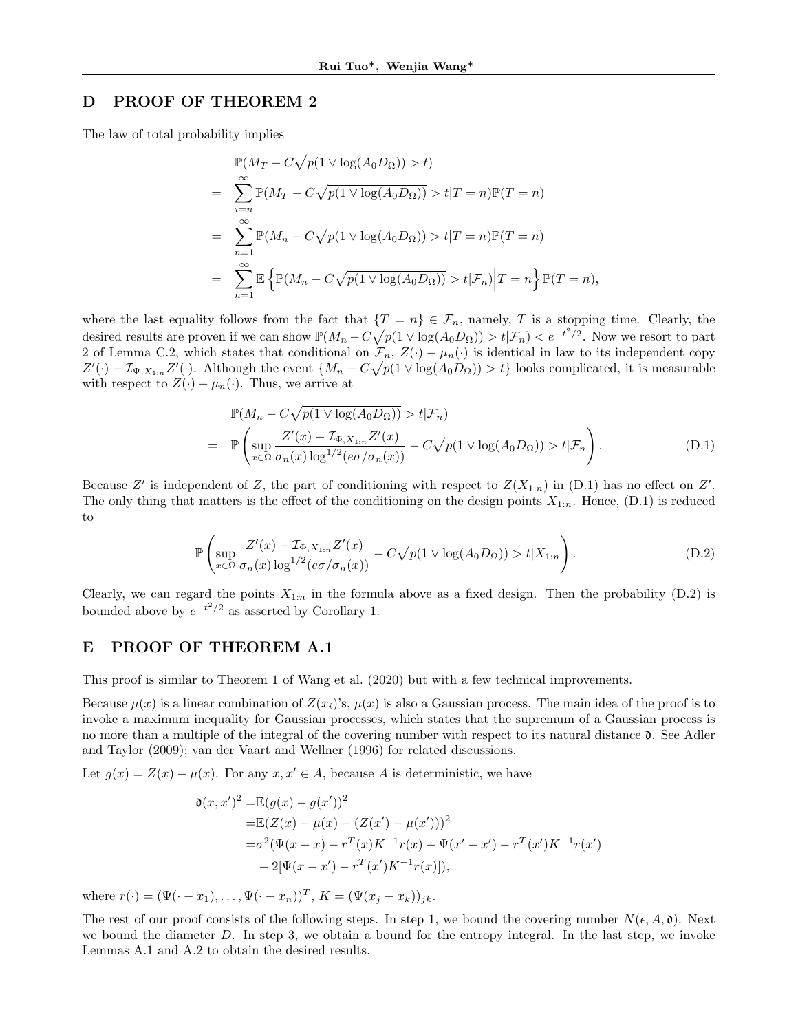# D PROOF OF THEOREM 2

The law of total probability implies

$$
\begin{aligned}
& \mathbb{P}(M_T - C\sqrt{p(1\vee \log(A_0 D_\Omega))} > t) \\
= & \sum_{i=n}^{\infty} \mathbb{P}(M_T - C\sqrt{p(1\vee \log(A_0 D_\Omega))} > t | T = n)\mathbb{P}(T=n) \\
= & \sum_{n=1}^{\infty} \mathbb{P}(M_n - C\sqrt{p(1\vee \log(A_0 D_\Omega))} > t | T = n)\mathbb{P}(T=n) \\
= & \sum_{n=1}^{\infty} \mathbb{E}\left\{\mathbb{P}(M_n - C\sqrt{p(1\vee \log(A_0 D_\Omega))} > t | \mathcal{F}_n)\Big| T = n\right\}\mathbb{P}(T=n),
\end{aligned}
$$

where the last equality follows from the fact that $\{T=n\}\in\mathcal{F}_n$, namely, $T$ is a stopping time. Clearly, the desired results are proven if we can show $\mathbb{P}(M_n - C\sqrt{p(1\vee \log(A_0 D_\Omega))} > t|\mathcal{F}_n) < e^{-t^2/2}$. Now we resort to part 2 of Lemma C.2, which states that conditional on $\mathcal{F}_n$, $Z(\cdot)-\mu_n(\cdot)$ is identical in law to its independent copy $Z'(\cdot)-\mathcal{I}_{\Psi,X_{1:n}}Z'(\cdot)$. Although the event $\{M_n - C\sqrt{p(1\vee \log(A_0 D_\Omega))} > t\}$ looks complicated, it is measurable with respect to $Z(\cdot)-\mu_n(\cdot)$. Thus, we arrive at

$$
\begin{aligned}
& \mathbb{P}(M_n - C\sqrt{p(1\vee \log(A_0 D_\Omega))} > t|\mathcal{F}_n) \\
= & \mathbb{P}\left(\sup_{x\in\Omega}\frac{Z'(x)-\mathcal{I}_{\Phi,X_{1:n}}Z'(x)}{\sigma_n(x)\log^{1/2}(e\sigma/\sigma_n(x))} - C\sqrt{p(1\vee \log(A_0 D_\Omega))} > t|\mathcal{F}_n\right).
\end{aligned} \tag{D.1}
$$

Because $Z'$ is independent of $Z$, the part of conditioning with respect to $Z(X_{1:n})$ in (D.1) has no effect on $Z'$. The only thing that matters is the effect of the conditioning on the design points $X_{1:n}$. Hence, (D.1) is reduced to

$$
\mathbb{P}\left(\sup_{x\in\Omega}\frac{Z'(x)-\mathcal{I}_{\Phi,X_{1:n}}Z'(x)}{\sigma_n(x)\log^{1/2}(e\sigma/\sigma_n(x))} - C\sqrt{p(1\vee \log(A_0 D_\Omega))} > t|X_{1:n}\right). \tag{D.2}
$$

Clearly, we can regard the points $X_{1:n}$ in the formula above as a fixed design. Then the probability (D.2) is bounded above by $e^{-t^2/2}$ as asserted by Corollary 1.

# E PROOF OF THEOREM A.1

This proof is similar to Theorem 1 of Wang et al. (2020) but with a few technical improvements.

Because $\mu(x)$ is a linear combination of $Z(x_i)$'s, $\mu(x)$ is also a Gaussian process. The main idea of the proof is to invoke a maximum inequality for Gaussian processes, which states that the supremum of a Gaussian process is no more than a multiple of the integral of the covering number with respect to its natural distance $\mathfrak{d}$. See Adler and Taylor (2009); van der Vaart and Wellner (1996) for related discussions.

Let $g(x)=Z(x)-\mu(x)$. For any $x,x'\in A$, because $A$ is deterministic, we have

$$
\begin{aligned}
\mathfrak{d}(x,x')^2 =& \mathbb{E}(g(x)-g(x'))^2 \\
=& \mathbb{E}(Z(x)-\mu(x)-(Z(x')-\mu(x')))^2 \\
=& \sigma^2(\Psi(x-x)-r^T(x)K^{-1}r(x)+\Psi(x'-x')-r^T(x')K^{-1}r(x') \\
& -2[\Psi(x-x')-r^T(x')K^{-1}r(x)]),
\end{aligned}
$$

where $r(\cdot)=(\Psi(\cdot-x_1),\ldots,\Psi(\cdot-x_n))^T$, $K=(\Psi(x_j-x_k))_{jk}$.

The rest of our proof consists of the following steps. In step 1, we bound the covering number $N(\epsilon,A,\mathfrak{d})$. Next we bound the diameter $D$. In step 3, we obtain a bound for the entropy integral. In the last step, we invoke Lemmas A.1 and A.2 to obtain the desired results.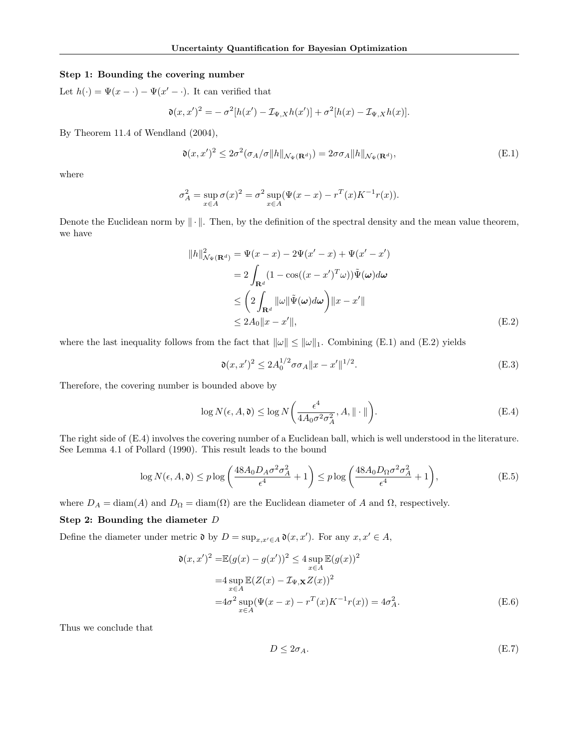**Step 1: Bounding the covering number**

Let $h(\cdot) = \Psi(x - \cdot) - \Psi(x' - \cdot)$. It can verified that

$$\mathfrak{d}(x, x')^2 = -\sigma^2[h(x') - \mathcal{I}_{\Psi,X} h(x')] + \sigma^2[h(x) - \mathcal{I}_{\Psi,X} h(x)].$$

By Theorem 11.4 of Wendland (2004),

$$\mathfrak{d}(x, x')^2 \leq 2\sigma^2(\sigma_A/\sigma \|h\|_{\mathcal{N}_\Psi(\mathbf{R}^d)}) = 2\sigma\sigma_A \|h\|_{\mathcal{N}_\Psi(\mathbf{R}^d)}, \tag{E.1}$$

where

$$\sigma_A^2 = \sup_{x \in A} \sigma(x)^2 = \sigma^2 \sup_{x \in A} (\Psi(x - x) - r^T(x) K^{-1} r(x)).$$

Denote the Euclidean norm by $\|\cdot\|$. Then, by the definition of the spectral density and the mean value theorem, we have

$$\begin{aligned}
\|h\|^2_{\mathcal{N}_\Psi(\mathbf{R}^d)} &= \Psi(x - x) - 2\Psi(x' - x) + \Psi(x' - x') \\
&= 2\int_{\mathbf{R}^d} (1 - \cos((x - x')^T \omega)) \tilde{\Psi}(\boldsymbol{\omega}) d\boldsymbol{\omega} \\
&\leq \left(2\int_{\mathbf{R}^d} \|\omega\| \tilde{\Psi}(\boldsymbol{\omega}) d\boldsymbol{\omega}\right) \|x - x'\| \\
&\leq 2A_0 \|x - x'\|,
\end{aligned} \tag{E.2}$$

where the last inequality follows from the fact that $\|\omega\| \leq \|\omega\|_1$. Combining (E.1) and (E.2) yields

$$\mathfrak{d}(x, x')^2 \leq 2A_0^{1/2} \sigma\sigma_A \|x - x'\|^{1/2}. \tag{E.3}$$

Therefore, the covering number is bounded above by

$$\log N(\epsilon, A, \mathfrak{d}) \leq \log N\left(\frac{\epsilon^4}{4A_0\sigma^2\sigma_A^2}, A, \|\cdot\|\right). \tag{E.4}$$

The right side of (E.4) involves the covering number of a Euclidean ball, which is well understood in the literature. See Lemma 4.1 of Pollard (1990). This result leads to the bound

$$\log N(\epsilon, A, \mathfrak{d}) \leq p \log\left(\frac{48A_0 D_A \sigma^2\sigma_A^2}{\epsilon^4} + 1\right) \leq p \log\left(\frac{48A_0 D_\Omega \sigma^2\sigma_A^2}{\epsilon^4} + 1\right), \tag{E.5}$$

where $D_A = \operatorname{diam}(A)$ and $D_\Omega = \operatorname{diam}(\Omega)$ are the Euclidean diameter of $A$ and $\Omega$, respectively.

**Step 2: Bounding the diameter $D$**

Define the diameter under metric $\mathfrak{d}$ by $D = \sup_{x,x' \in A} \mathfrak{d}(x, x')$. For any $x, x' \in A$,

$$\begin{aligned}
\mathfrak{d}(x, x')^2 =& \mathbb{E}(g(x) - g(x'))^2 \leq 4 \sup_{x \in A} \mathbb{E}(g(x))^2 \\
=& 4 \sup_{x \in A} \mathbb{E}(Z(x) - \mathcal{I}_{\Psi,\mathbf{X}} Z(x))^2 \\
=& 4\sigma^2 \sup_{x \in A} (\Psi(x - x) - r^T(x) K^{-1} r(x)) = 4\sigma_A^2.
\end{aligned} \tag{E.6}$$

Thus we conclude that

$$D \leq 2\sigma_A. \tag{E.7}$$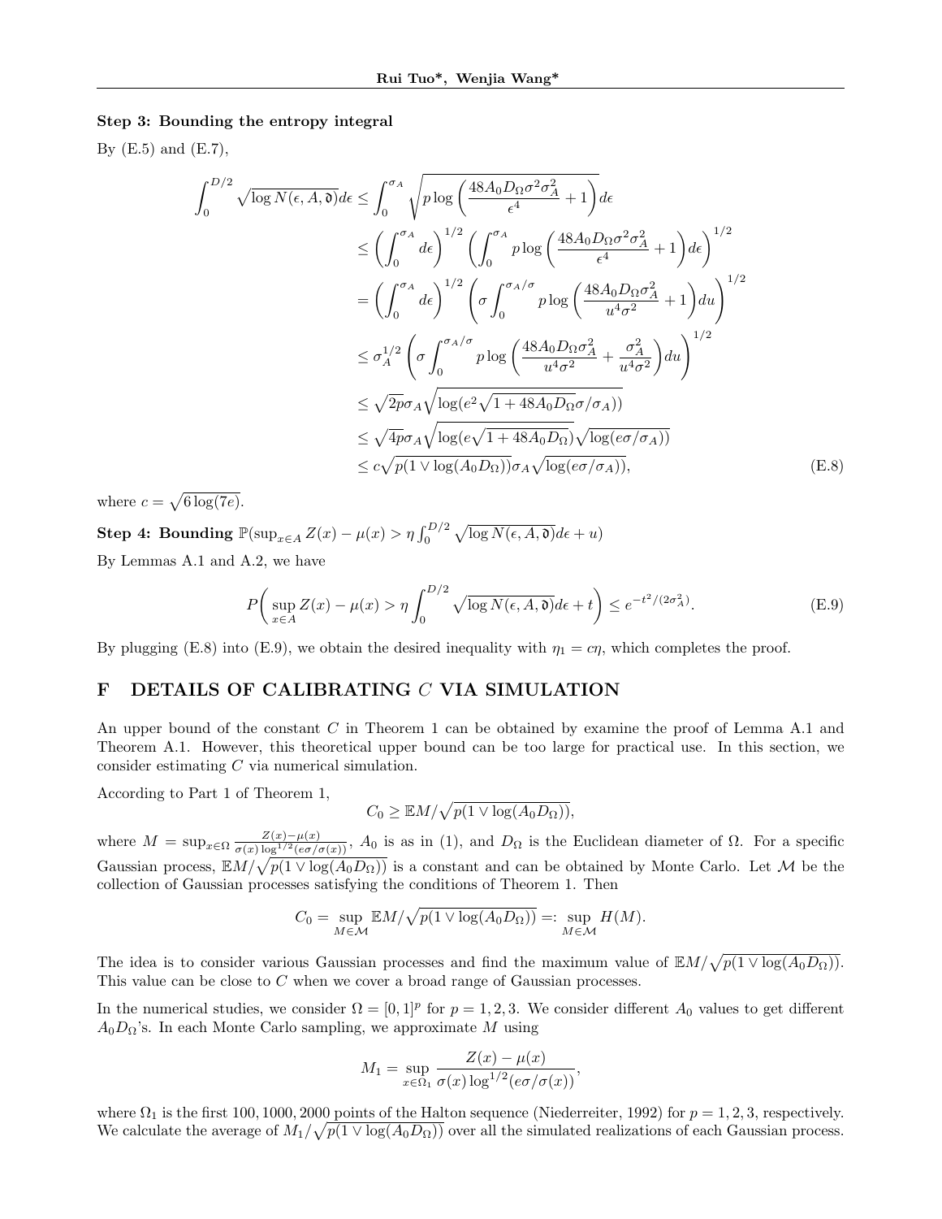**Step 3: Bounding the entropy integral**

By (E.5) and (E.7),

$$
\begin{aligned}
\int_0^{D/2} \sqrt{\log N(\epsilon, A, \mathfrak{d})} d\epsilon &\leq \int_0^{\sigma_A} \sqrt{p \log\left(\frac{48 A_0 D_\Omega \sigma^2 \sigma_A^2}{\epsilon^4} + 1\right)} d\epsilon \\
&\leq \left(\int_0^{\sigma_A} d\epsilon\right)^{1/2} \left(\int_0^{\sigma_A} p \log\left(\frac{48 A_0 D_\Omega \sigma^2 \sigma_A^2}{\epsilon^4} + 1\right) d\epsilon\right)^{1/2} \\
&= \left(\int_0^{\sigma_A} d\epsilon\right)^{1/2} \left(\sigma \int_0^{\sigma_A/\sigma} p \log\left(\frac{48 A_0 D_\Omega \sigma_A^2}{u^4 \sigma^2} + 1\right) du\right)^{1/2} \\
&\leq \sigma_A^{1/2} \left(\sigma \int_0^{\sigma_A/\sigma} p \log\left(\frac{48 A_0 D_\Omega \sigma_A^2}{u^4 \sigma^2} + \frac{\sigma_A^2}{u^4 \sigma^2}\right) du\right)^{1/2} \\
&\leq \sqrt{2p}\, \sigma_A \sqrt{\log(e^2 \sqrt{1 + 48 A_0 D_\Omega}\, \sigma/\sigma_A))} \\
&\leq \sqrt{4p}\, \sigma_A \sqrt{\log(e\sqrt{1 + 48 A_0 D_\Omega})} \sqrt{\log(e\sigma/\sigma_A))} \\
&\leq c\sqrt{p(1 \vee \log(A_0 D_\Omega))}\, \sigma_A \sqrt{\log(e\sigma/\sigma_A))},
\end{aligned} \tag{E.8}
$$

where $c = \sqrt{6 \log(7e)}$.

**Step 4: Bounding** $\mathbb{P}(\sup_{x \in A} Z(x) - \mu(x) > \eta \int_0^{D/2} \sqrt{\log N(\epsilon, A, \mathfrak{d})} d\epsilon + u)$

By Lemmas A.1 and A.2, we have

$$
P\left(\sup_{x \in A} Z(x) - \mu(x) > \eta \int_0^{D/2} \sqrt{\log N(\epsilon, A, \mathfrak{d})} d\epsilon + t\right) \leq e^{-t^2/(2\sigma_A^2)}. \tag{E.9}
$$

By plugging (E.8) into (E.9), we obtain the desired inequality with $\eta_1 = c\eta$, which completes the proof.

# F DETAILS OF CALIBRATING $C$ VIA SIMULATION

An upper bound of the constant $C$ in Theorem 1 can be obtained by examine the proof of Lemma A.1 and Theorem A.1. However, this theoretical upper bound can be too large for practical use. In this section, we consider estimating $C$ via numerical simulation.

According to Part 1 of Theorem 1,

$$
C_0 \geq \mathbb{E} M / \sqrt{p(1 \vee \log(A_0 D_\Omega))},
$$

where $M = \sup_{x \in \Omega} \frac{Z(x) - \mu(x)}{\sigma(x) \log^{1/2}(e\sigma/\sigma(x))}$, $A_0$ is as in (1), and $D_\Omega$ is the Euclidean diameter of $\Omega$. For a specific Gaussian process, $\mathbb{E} M / \sqrt{p(1 \vee \log(A_0 D_\Omega))}$ is a constant and can be obtained by Monte Carlo. Let $\mathcal{M}$ be the collection of Gaussian processes satisfying the conditions of Theorem 1. Then

$$
C_0 = \sup_{M \in \mathcal{M}} \mathbb{E} M / \sqrt{p(1 \vee \log(A_0 D_\Omega))} =: \sup_{M \in \mathcal{M}} H(M).
$$

The idea is to consider various Gaussian processes and find the maximum value of $\mathbb{E} M / \sqrt{p(1 \vee \log(A_0 D_\Omega))}$. This value can be close to $C$ when we cover a broad range of Gaussian processes.

In the numerical studies, we consider $\Omega = [0, 1]^p$ for $p = 1, 2, 3$. We consider different $A_0$ values to get different $A_0 D_\Omega$'s. In each Monte Carlo sampling, we approximate $M$ using

$$
M_1 = \sup_{x \in \Omega_1} \frac{Z(x) - \mu(x)}{\sigma(x) \log^{1/2}(e\sigma/\sigma(x))},
$$

where $\Omega_1$ is the first 100, 1000, 2000 points of the Halton sequence (Niederreiter, 1992) for $p = 1, 2, 3$, respectively. We calculate the average of $M_1 / \sqrt{p(1 \vee \log(A_0 D_\Omega))}$ over all the simulated realizations of each Gaussian process.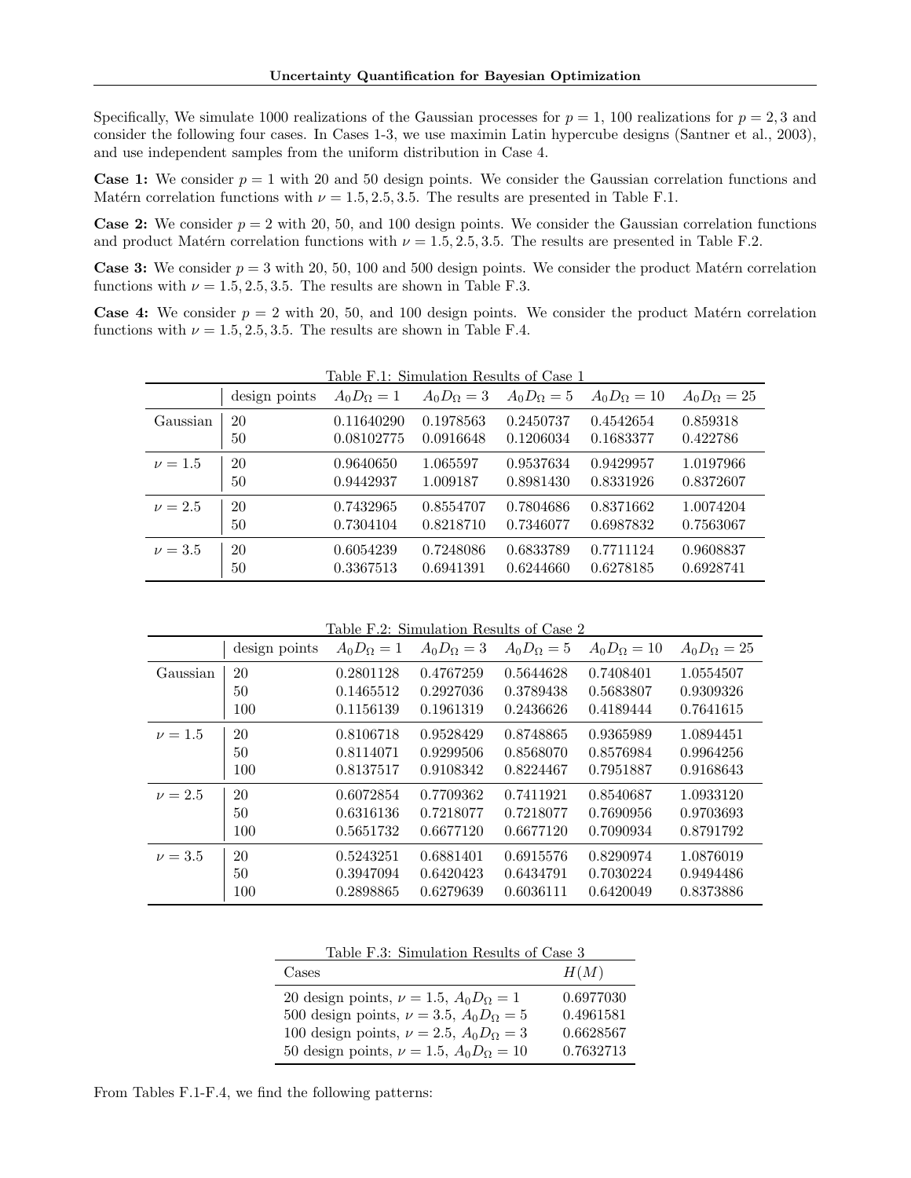Specifically, We simulate 1000 realizations of the Gaussian processes for $p = 1$, 100 realizations for $p = 2, 3$ and consider the following four cases. In Cases 1-3, we use maximin Latin hypercube designs (Santner et al., 2003), and use independent samples from the uniform distribution in Case 4.

**Case 1:** We consider $p = 1$ with 20 and 50 design points. We consider the Gaussian correlation functions and Matérn correlation functions with $\nu = 1.5, 2.5, 3.5$. The results are presented in Table F.1.

**Case 2:** We consider $p = 2$ with 20, 50, and 100 design points. We consider the Gaussian correlation functions and product Matérn correlation functions with $\nu = 1.5, 2.5, 3.5$. The results are presented in Table F.2.

**Case 3:** We consider $p = 3$ with 20, 50, 100 and 500 design points. We consider the product Matérn correlation functions with $\nu = 1.5, 2.5, 3.5$. The results are shown in Table F.3.

**Case 4:** We consider $p = 2$ with 20, 50, and 100 design points. We consider the product Matérn correlation functions with $\nu = 1.5, 2.5, 3.5$. The results are shown in Table F.4.

Table F.1: Simulation Results of Case 1

| | design points | $A_0 D_\Omega = 1$ | $A_0 D_\Omega = 3$ | $A_0 D_\Omega = 5$ | $A_0 D_\Omega = 10$ | $A_0 D_\Omega = 25$ |
|---|---|---|---|---|---|---|
| Gaussian | 20 | 0.11640290 | 0.1978563 | 0.2450737 | 0.4542654 | 0.859318 |
| | 50 | 0.08102775 | 0.0916648 | 0.1206034 | 0.1683377 | 0.422786 |
| $\nu = 1.5$ | 20 | 0.9640650 | 1.065597 | 0.9537634 | 0.9429957 | 1.0197966 |
| | 50 | 0.9442937 | 1.009187 | 0.8981430 | 0.8331926 | 0.8372607 |
| $\nu = 2.5$ | 20 | 0.7432965 | 0.8554707 | 0.7804686 | 0.8371662 | 1.0074204 |
| | 50 | 0.7304104 | 0.8218710 | 0.7346077 | 0.6987832 | 0.7563067 |
| $\nu = 3.5$ | 20 | 0.6054239 | 0.7248086 | 0.6833789 | 0.7711124 | 0.9608837 |
| | 50 | 0.3367513 | 0.6941391 | 0.6244660 | 0.6278185 | 0.6928741 |

Table F.2: Simulation Results of Case 2

| | design points | $A_0 D_\Omega = 1$ | $A_0 D_\Omega = 3$ | $A_0 D_\Omega = 5$ | $A_0 D_\Omega = 10$ | $A_0 D_\Omega = 25$ |
|---|---|---|---|---|---|---|
| Gaussian | 20 | 0.2801128 | 0.4767259 | 0.5644628 | 0.7408401 | 1.0554507 |
| | 50 | 0.1465512 | 0.2927036 | 0.3789438 | 0.5683807 | 0.9309326 |
| | 100 | 0.1156139 | 0.1961319 | 0.2436626 | 0.4189444 | 0.7641615 |
| $\nu = 1.5$ | 20 | 0.8106718 | 0.9528429 | 0.8748865 | 0.9365989 | 1.0894451 |
| | 50 | 0.8114071 | 0.9299506 | 0.8568070 | 0.8576984 | 0.9964256 |
| | 100 | 0.8137517 | 0.9108342 | 0.8224467 | 0.7951887 | 0.9168643 |
| $\nu = 2.5$ | 20 | 0.6072854 | 0.7709362 | 0.7411921 | 0.8540687 | 1.0933120 |
| | 50 | 0.6316136 | 0.7218077 | 0.7218077 | 0.7690956 | 0.9703693 |
| | 100 | 0.5651732 | 0.6677120 | 0.6677120 | 0.7090934 | 0.8791792 |
| $\nu = 3.5$ | 20 | 0.5243251 | 0.6881401 | 0.6915576 | 0.8290974 | 1.0876019 |
| | 50 | 0.3947094 | 0.6420423 | 0.6434791 | 0.7030224 | 0.9494486 |
| | 100 | 0.2898865 | 0.6279639 | 0.6036111 | 0.6420049 | 0.8373886 |

Table F.3: Simulation Results of Case 3

| Cases | $H(M)$ |
|---|---|
| 20 design points, $\nu = 1.5$, $A_0 D_\Omega = 1$ | 0.6977030 |
| 500 design points, $\nu = 3.5$, $A_0 D_\Omega = 5$ | 0.4961581 |
| 100 design points, $\nu = 2.5$, $A_0 D_\Omega = 3$ | 0.6628567 |
| 50 design points, $\nu = 1.5$, $A_0 D_\Omega = 10$ | 0.7632713 |

From Tables F.1-F.4, we find the following patterns: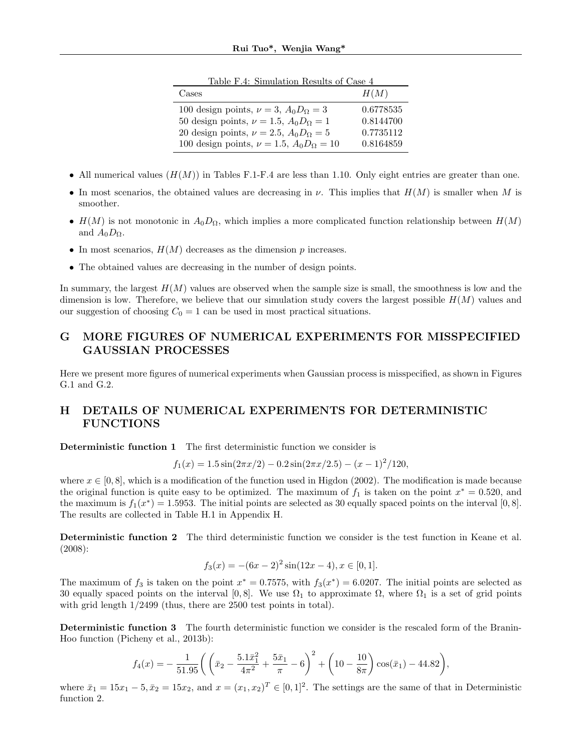Table F.4: Simulation Results of Case 4

| Cases | $H(M)$ |
|---|---|
| 100 design points, $\nu = 3$, $A_0 D_\Omega = 3$ | 0.6778535 |
| 50 design points, $\nu = 1.5$, $A_0 D_\Omega = 1$ | 0.8144700 |
| 20 design points, $\nu = 2.5$, $A_0 D_\Omega = 5$ | 0.7735112 |
| 100 design points, $\nu = 1.5$, $A_0 D_\Omega = 10$ | 0.8164859 |

- All numerical values ($H(M)$) in Tables F.1-F.4 are less than 1.10. Only eight entries are greater than one.
- In most scenarios, the obtained values are decreasing in $\nu$. This implies that $H(M)$ is smaller when $M$ is smoother.
- $H(M)$ is not monotonic in $A_0 D_\Omega$, which implies a more complicated function relationship between $H(M)$ and $A_0 D_\Omega$.
- In most scenarios, $H(M)$ decreases as the dimension $p$ increases.
- The obtained values are decreasing in the number of design points.

In summary, the largest $H(M)$ values are observed when the sample size is small, the smoothness is low and the dimension is low. Therefore, we believe that our simulation study covers the largest possible $H(M)$ values and our suggestion of choosing $C_0 = 1$ can be used in most practical situations.

# G MORE FIGURES OF NUMERICAL EXPERIMENTS FOR MISSPECIFIED GAUSSIAN PROCESSES

Here we present more figures of numerical experiments when Gaussian process is misspecified, as shown in Figures G.1 and G.2.

# H DETAILS OF NUMERICAL EXPERIMENTS FOR DETERMINISTIC FUNCTIONS

**Deterministic function 1** The first deterministic function we consider is

$$f_1(x) = 1.5\sin(2\pi x/2) - 0.2\sin(2\pi x/2.5) - (x-1)^2/120,$$

where $x \in [0, 8]$, which is a modification of the function used in Higdon (2002). The modification is made because the original function is quite easy to be optimized. The maximum of $f_1$ is taken on the point $x^* = 0.520$, and the maximum is $f_1(x^*) = 1.5953$. The initial points are selected as 30 equally spaced points on the interval $[0, 8]$. The results are collected in Table H.1 in Appendix H.

**Deterministic function 2** The third deterministic function we consider is the test function in Keane et al. (2008):

$$f_3(x) = -(6x-2)^2 \sin(12x-4), x \in [0, 1].$$

The maximum of $f_3$ is taken on the point $x^* = 0.7575$, with $f_3(x^*) = 6.0207$. The initial points are selected as 30 equally spaced points on the interval $[0, 8]$. We use $\Omega_1$ to approximate $\Omega$, where $\Omega_1$ is a set of grid points with grid length 1/2499 (thus, there are 2500 test points in total).

**Deterministic function 3** The fourth deterministic function we consider is the rescaled form of the Branin-Hoo function (Picheny et al., 2013b):

$$f_4(x) = -\frac{1}{51.95}\left(\left(\bar{x}_2 - \frac{5.1\bar{x}_1^2}{4\pi^2} + \frac{5\bar{x}_1}{\pi} - 6\right)^2 + \left(10 - \frac{10}{8\pi}\right)\cos(\bar{x}_1) - 44.82\right),$$

where $\bar{x}_1 = 15x_1 - 5, \bar{x}_2 = 15x_2$, and $x = (x_1, x_2)^T \in [0, 1]^2$. The settings are the same of that in Deterministic function 2.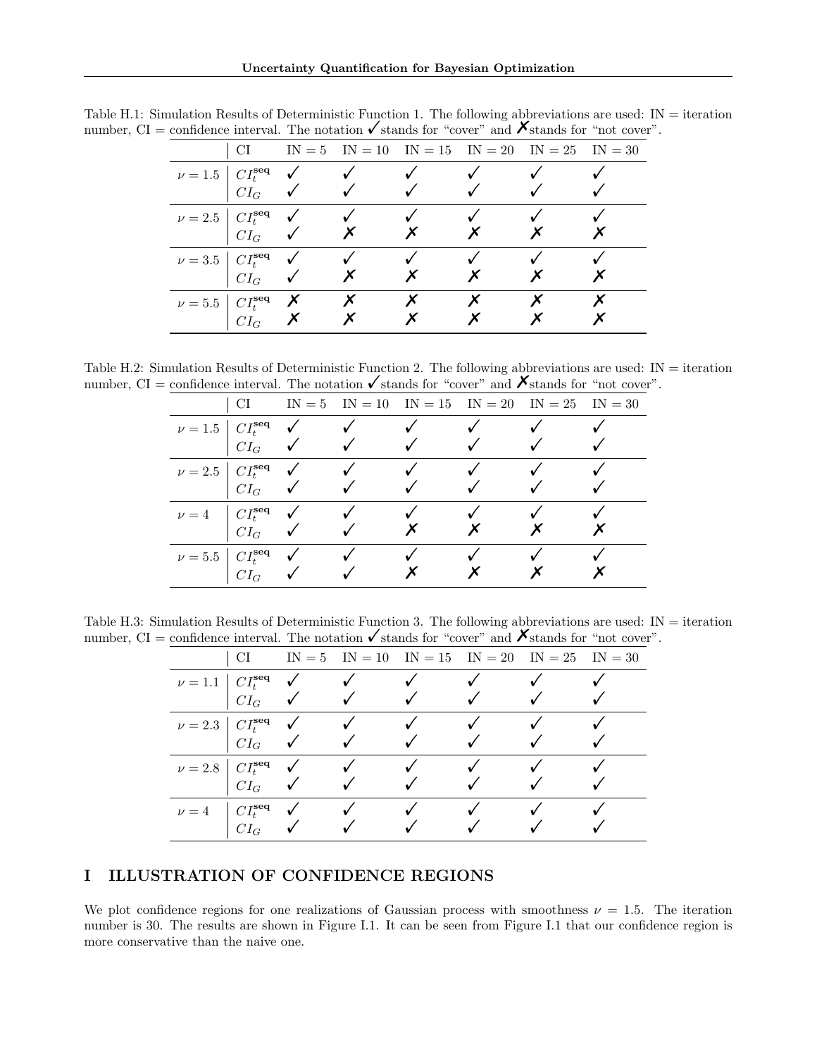Table H.1: Simulation Results of Deterministic Function 1. The following abbreviations are used: IN = iteration number, CI = confidence interval. The notation ✓ stands for "cover" and ✗ stands for "not cover".

| | CI | IN = 5 | IN = 10 | IN = 15 | IN = 20 | IN = 25 | IN = 30 |
|---|---|---|---|---|---|---|---|
| $\nu = 1.5$ | $CI_t^{\mathbf{seq}}$ | ✓ | ✓ | ✓ | ✓ | ✓ | ✓ |
| | $CI_G$ | ✓ | ✓ | ✓ | ✓ | ✓ | ✓ |
| $\nu = 2.5$ | $CI_t^{\mathbf{seq}}$ | ✓ | ✓ | ✓ | ✓ | ✓ | ✓ |
| | $CI_G$ | ✓ | ✗ | ✗ | ✗ | ✗ | ✗ |
| $\nu = 3.5$ | $CI_t^{\mathbf{seq}}$ | ✓ | ✓ | ✓ | ✓ | ✓ | ✓ |
| | $CI_G$ | ✓ | ✗ | ✗ | ✗ | ✗ | ✗ |
| $\nu = 5.5$ | $CI_t^{\mathbf{seq}}$ | ✗ | ✗ | ✗ | ✗ | ✗ | ✗ |
| | $CI_G$ | ✗ | ✗ | ✗ | ✗ | ✗ | ✗ |

Table H.2: Simulation Results of Deterministic Function 2. The following abbreviations are used: IN = iteration number, CI = confidence interval. The notation ✓ stands for "cover" and ✗ stands for "not cover".

| | CI | IN = 5 | IN = 10 | IN = 15 | IN = 20 | IN = 25 | IN = 30 |
|---|---|---|---|---|---|---|---|
| $\nu = 1.5$ | $CI_t^{\mathbf{seq}}$ | ✓ | ✓ | ✓ | ✓ | ✓ | ✓ |
| | $CI_G$ | ✓ | ✓ | ✓ | ✓ | ✓ | ✓ |
| $\nu = 2.5$ | $CI_t^{\mathbf{seq}}$ | ✓ | ✓ | ✓ | ✓ | ✓ | ✓ |
| | $CI_G$ | ✓ | ✓ | ✓ | ✓ | ✓ | ✓ |
| $\nu = 4$ | $CI_t^{\mathbf{seq}}$ | ✓ | ✓ | ✓ | ✓ | ✓ | ✓ |
| | $CI_G$ | ✓ | ✓ | ✗ | ✗ | ✗ | ✗ |
| $\nu = 5.5$ | $CI_t^{\mathbf{seq}}$ | ✓ | ✓ | ✓ | ✓ | ✓ | ✓ |
| | $CI_G$ | ✓ | ✓ | ✗ | ✗ | ✗ | ✗ |

Table H.3: Simulation Results of Deterministic Function 3. The following abbreviations are used: IN = iteration number, CI = confidence interval. The notation ✓ stands for "cover" and ✗ stands for "not cover".

| | CI | IN = 5 | IN = 10 | IN = 15 | IN = 20 | IN = 25 | IN = 30 |
|---|---|---|---|---|---|---|---|
| $\nu = 1.1$ | $CI_t^{\mathbf{seq}}$ | ✓ | ✓ | ✓ | ✓ | ✓ | ✓ |
| | $CI_G$ | ✓ | ✓ | ✓ | ✓ | ✓ | ✓ |
| $\nu = 2.3$ | $CI_t^{\mathbf{seq}}$ | ✓ | ✓ | ✓ | ✓ | ✓ | ✓ |
| | $CI_G$ | ✓ | ✓ | ✓ | ✓ | ✓ | ✓ |
| $\nu = 2.8$ | $CI_t^{\mathbf{seq}}$ | ✓ | ✓ | ✓ | ✓ | ✓ | ✓ |
| | $CI_G$ | ✓ | ✓ | ✓ | ✓ | ✓ | ✓ |
| $\nu = 4$ | $CI_t^{\mathbf{seq}}$ | ✓ | ✓ | ✓ | ✓ | ✓ | ✓ |
| | $CI_G$ | ✓ | ✓ | ✓ | ✓ | ✓ | ✓ |

# I ILLUSTRATION OF CONFIDENCE REGIONS

We plot confidence regions for one realizations of Gaussian process with smoothness $\nu = 1.5$. The iteration number is 30. The results are shown in Figure I.1. It can be seen from Figure I.1 that our confidence region is more conservative than the naive one.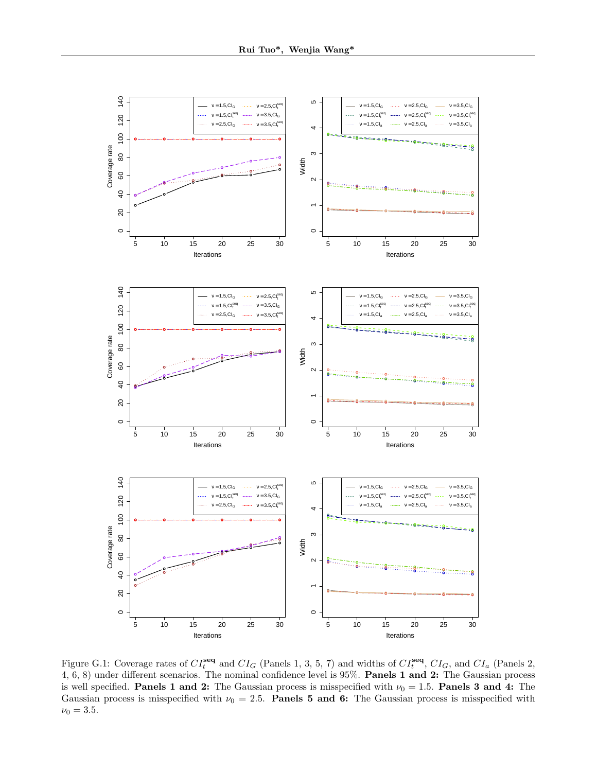Figure G.1: Coverage rates of $CI_t^{\mathbf{seq}}$ and $CI_G$ (Panels 1, 3, 5, 7) and widths of $CI_t^{\mathbf{seq}}$, $CI_G$, and $CI_a$ (Panels 2, 4, 6, 8) under different scenarios. The nominal confidence level is 95%. **Panels 1 and 2:** The Gaussian process is well specified. **Panels 1 and 2:** The Gaussian process is misspecified with $\nu_0 = 1.5$. **Panels 3 and 4:** The Gaussian process is misspecified with $\nu_0 = 2.5$. **Panels 5 and 6:** The Gaussian process is misspecified with $\nu_0 = 3.5$.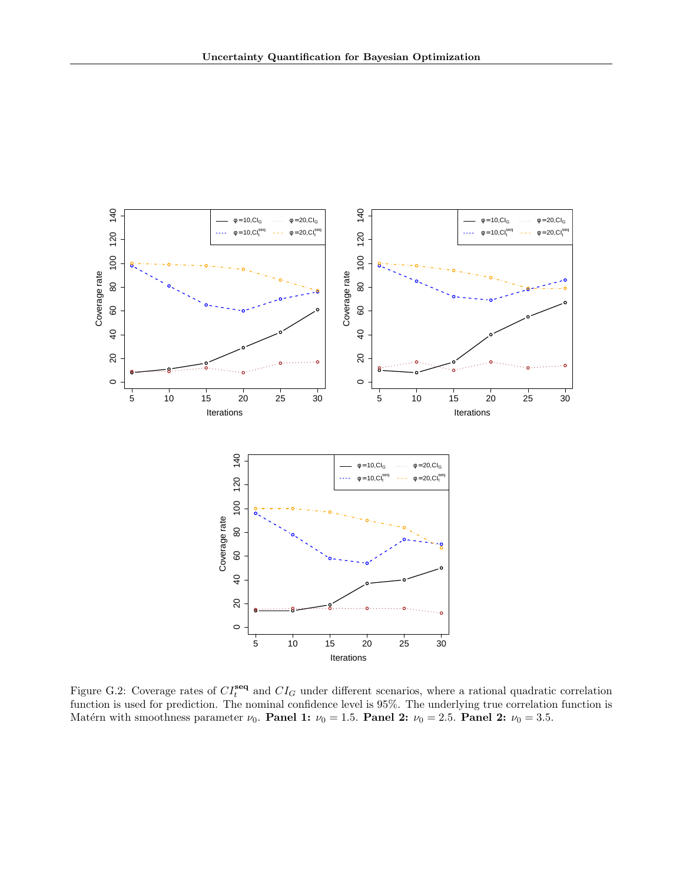Figure G.2: Coverage rates of $CI_t^{\mathbf{seq}}$ and $CI_G$ under different scenarios, where a rational quadratic correlation function is used for prediction. The nominal confidence level is 95%. The underlying true correlation function is Matérn with smoothness parameter $\nu_0$. **Panel 1:** $\nu_0 = 1.5$. **Panel 2:** $\nu_0 = 2.5$. **Panel 2:** $\nu_0 = 3.5$.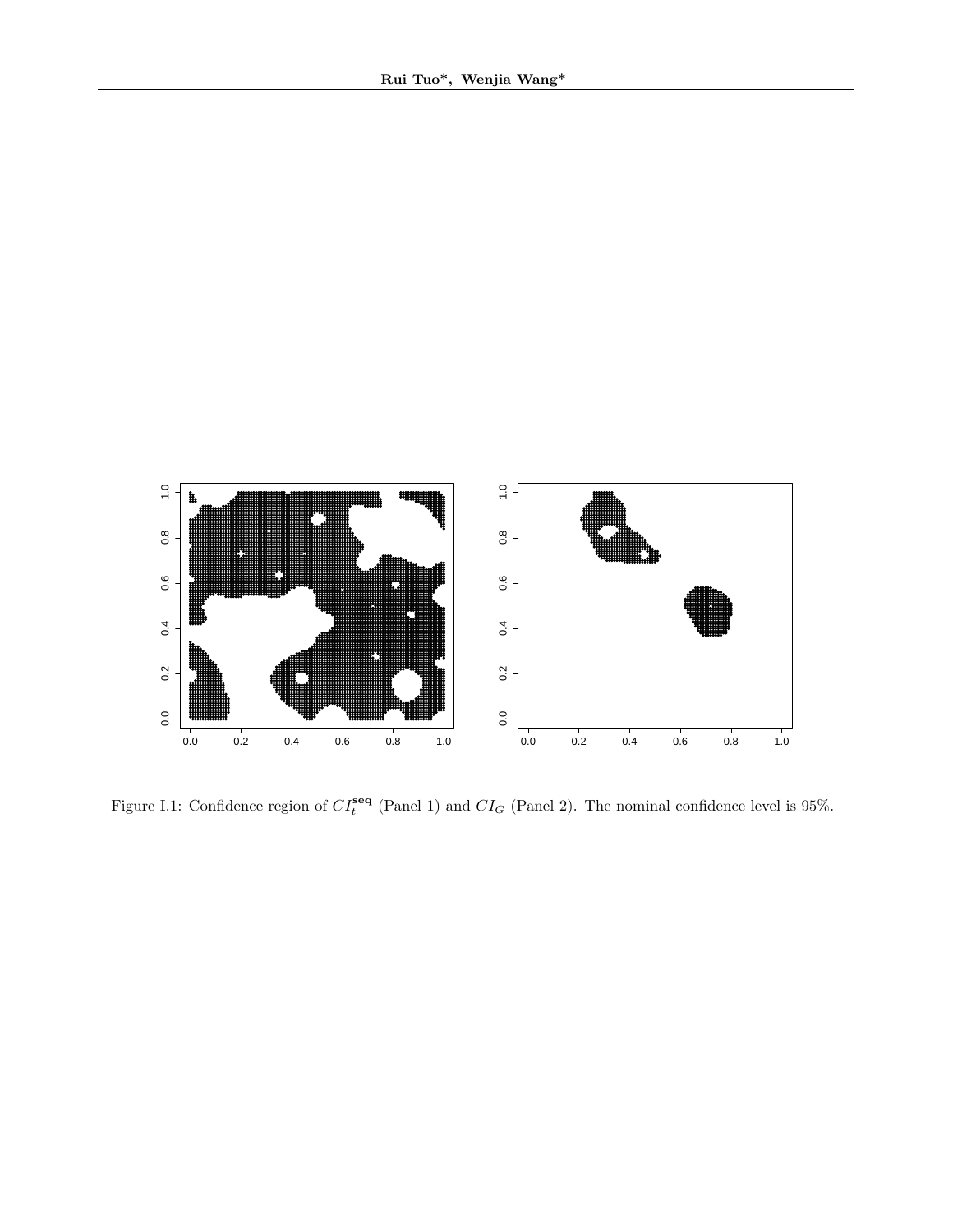0.0
0.2
0.4
0.6
0.8
1.0

0.0
0.2
0.4
0.6
0.8
1.0

0.0
0.2
0.4
0.6
0.8
1.0

0.0
0.2
0.4
0.6
0.8
1.0

Figure I.1: Confidence region of $CI_t^{\mathbf{seq}}$ (Panel 1) and $CI_G$ (Panel 2). The nominal confidence level is 95%.